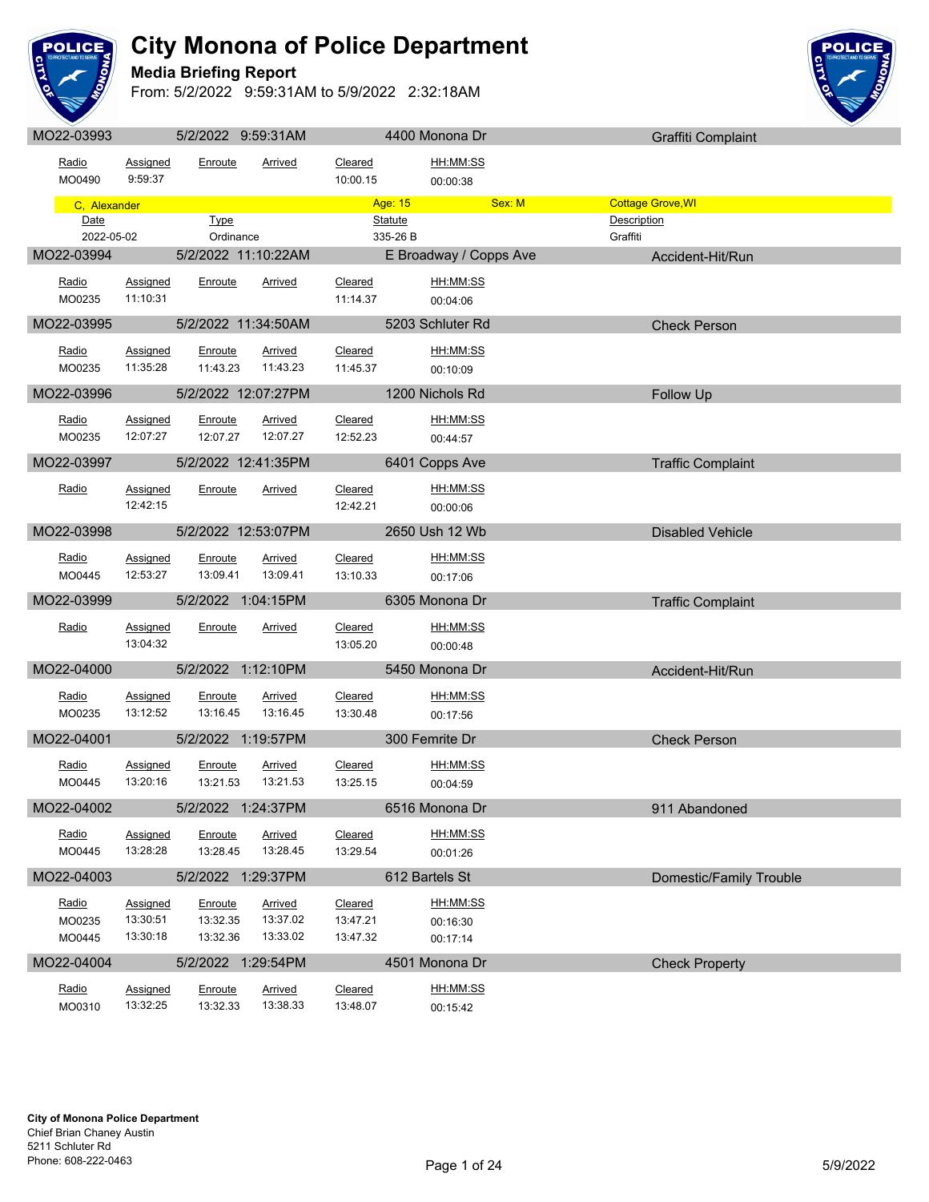# City Monona of Police Department

## Media Briefing Report

From: 5/2/2022 9:59:31AM to 5/9/2022 2:32:18AM

---

**MO22-03993** | 5/2/2022 9:59:31AM | 4400 Monona Dr | Graffiti Complaint

| Radio | Assigned | Enroute | Arrived | Cleared | HH:MM:SS |
|---|---|---|---|---|---|
| MO0490 | 9:59:37 | | | 10:00.15 | 00:00:38 |

C, Alexander | Age: 15 | Sex: M | Cottage Grove,WI

| Date | Type | Statute | Description |
|---|---|---|---|
| 2022-05-02 | Ordinance | 335-26 B | Graffiti |

---

**MO22-03994** | 5/2/2022 11:10:22AM | E Broadway / Copps Ave | Accident-Hit/Run

| Radio | Assigned | Enroute | Arrived | Cleared | HH:MM:SS |
|---|---|---|---|---|---|
| MO0235 | 11:10:31 | | | 11:14.37 | 00:04:06 |

---

**MO22-03995** | 5/2/2022 11:34:50AM | 5203 Schluter Rd | Check Person

| Radio | Assigned | Enroute | Arrived | Cleared | HH:MM:SS |
|---|---|---|---|---|---|
| MO0235 | 11:35:28 | 11:43.23 | 11:43.23 | 11:45.37 | 00:10:09 |

---

**MO22-03996** | 5/2/2022 12:07:27PM | 1200 Nichols Rd | Follow Up

| Radio | Assigned | Enroute | Arrived | Cleared | HH:MM:SS |
|---|---|---|---|---|---|
| MO0235 | 12:07:27 | 12:07.27 | 12:07.27 | 12:52.23 | 00:44:57 |

---

**MO22-03997** | 5/2/2022 12:41:35PM | 6401 Copps Ave | Traffic Complaint

| Radio | Assigned | Enroute | Arrived | Cleared | HH:MM:SS |
|---|---|---|---|---|---|
| | 12:42:15 | | | 12:42.21 | 00:00:06 |

---

**MO22-03998** | 5/2/2022 12:53:07PM | 2650 Ush 12 Wb | Disabled Vehicle

| Radio | Assigned | Enroute | Arrived | Cleared | HH:MM:SS |
|---|---|---|---|---|---|
| MO0445 | 12:53:27 | 13:09.41 | 13:09.41 | 13:10.33 | 00:17:06 |

---

**MO22-03999** | 5/2/2022 1:04:15PM | 6305 Monona Dr | Traffic Complaint

| Radio | Assigned | Enroute | Arrived | Cleared | HH:MM:SS |
|---|---|---|---|---|---|
| | 13:04:32 | | | 13:05.20 | 00:00:48 |

---

**MO22-04000** | 5/2/2022 1:12:10PM | 5450 Monona Dr | Accident-Hit/Run

| Radio | Assigned | Enroute | Arrived | Cleared | HH:MM:SS |
|---|---|---|---|---|---|
| MO0235 | 13:12:52 | 13:16.45 | 13:16.45 | 13:30.48 | 00:17:56 |

---

**MO22-04001** | 5/2/2022 1:19:57PM | 300 Femrite Dr | Check Person

| Radio | Assigned | Enroute | Arrived | Cleared | HH:MM:SS |
|---|---|---|---|---|---|
| MO0445 | 13:20:16 | 13:21.53 | 13:21.53 | 13:25.15 | 00:04:59 |

---

**MO22-04002** | 5/2/2022 1:24:37PM | 6516 Monona Dr | 911 Abandoned

| Radio | Assigned | Enroute | Arrived | Cleared | HH:MM:SS |
|---|---|---|---|---|---|
| MO0445 | 13:28:28 | 13:28.45 | 13:28.45 | 13:29.54 | 00:01:26 |

---

**MO22-04003** | 5/2/2022 1:29:37PM | 612 Bartels St | Domestic/Family Trouble

| Radio | Assigned | Enroute | Arrived | Cleared | HH:MM:SS |
|---|---|---|---|---|---|
| MO0235 | 13:30:51 | 13:32.35 | 13:37.02 | 13:47.21 | 00:16:30 |
| MO0445 | 13:30:18 | 13:32.36 | 13:33.02 | 13:47.32 | 00:17:14 |

---

**MO22-04004** | 5/2/2022 1:29:54PM | 4501 Monona Dr | Check Property

| Radio | Assigned | Enroute | Arrived | Cleared | HH:MM:SS |
|---|---|---|---|---|---|
| MO0310 | 13:32:25 | 13:32.33 | 13:38.33 | 13:48.07 | 00:15:42 |

---

**City of Monona Police Department**
Chief Brian Chaney Austin
5211 Schluter Rd
Phone: 608-222-0463

5/9/2022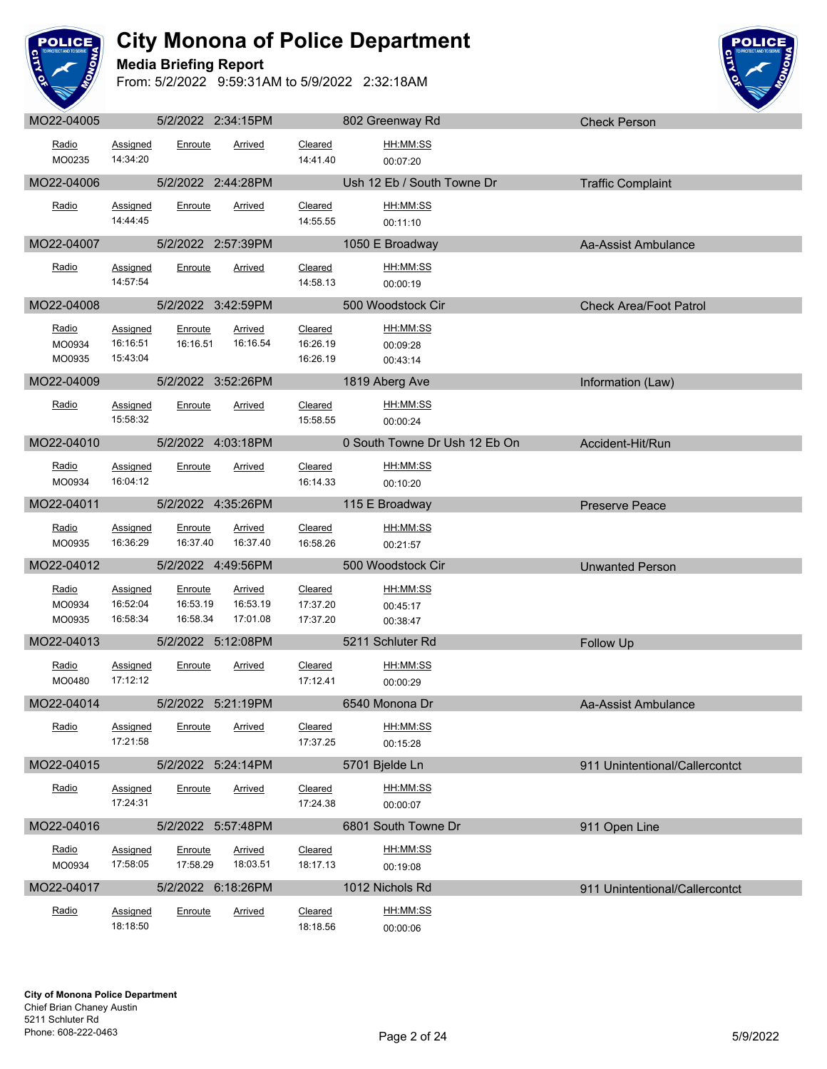# City Monona of Police Department

**Media Briefing Report**

From: 5/2/2022 9:59:31AM to 5/9/2022 2:32:18AM

## MO22-04005 | 5/2/2022 2:34:15PM | 802 Greenway Rd | Check Person

| Radio | Assigned | Enroute | Arrived | Cleared | HH:MM:SS |
|---|---|---|---|---|---|
| MO0235 | 14:34:20 | | | 14:41.40 | 00:07:20 |

## MO22-04006 | 5/2/2022 2:44:28PM | Ush 12 Eb / South Towne Dr | Traffic Complaint

| Radio | Assigned | Enroute | Arrived | Cleared | HH:MM:SS |
|---|---|---|---|---|---|
| | 14:44:45 | | | 14:55.55 | 00:11:10 |

## MO22-04007 | 5/2/2022 2:57:39PM | 1050 E Broadway | Aa-Assist Ambulance

| Radio | Assigned | Enroute | Arrived | Cleared | HH:MM:SS |
|---|---|---|---|---|---|
| | 14:57:54 | | | 14:58.13 | 00:00:19 |

## MO22-04008 | 5/2/2022 3:42:59PM | 500 Woodstock Cir | Check Area/Foot Patrol

| Radio | Assigned | Enroute | Arrived | Cleared | HH:MM:SS |
|---|---|---|---|---|---|
| MO0934 | 16:16:51 | 16:16.51 | 16:16.54 | 16:26.19 | 00:09:28 |
| MO0935 | 15:43:04 | | | 16:26.19 | 00:43:14 |

## MO22-04009 | 5/2/2022 3:52:26PM | 1819 Aberg Ave | Information (Law)

| Radio | Assigned | Enroute | Arrived | Cleared | HH:MM:SS |
|---|---|---|---|---|---|
| | 15:58:32 | | | 15:58.55 | 00:00:24 |

## MO22-04010 | 5/2/2022 4:03:18PM | 0 South Towne Dr Ush 12 Eb On | Accident-Hit/Run

| Radio | Assigned | Enroute | Arrived | Cleared | HH:MM:SS |
|---|---|---|---|---|---|
| MO0934 | 16:04:12 | | | 16:14.33 | 00:10:20 |

## MO22-04011 | 5/2/2022 4:35:26PM | 115 E Broadway | Preserve Peace

| Radio | Assigned | Enroute | Arrived | Cleared | HH:MM:SS |
|---|---|---|---|---|---|
| MO0935 | 16:36:29 | 16:37.40 | 16:37.40 | 16:58.26 | 00:21:57 |

## MO22-04012 | 5/2/2022 4:49:56PM | 500 Woodstock Cir | Unwanted Person

| Radio | Assigned | Enroute | Arrived | Cleared | HH:MM:SS |
|---|---|---|---|---|---|
| MO0934 | 16:52:04 | 16:53.19 | 16:53.19 | 17:37.20 | 00:45:17 |
| MO0935 | 16:58:34 | 16:58.34 | 17:01.08 | 17:37.20 | 00:38:47 |

## MO22-04013 | 5/2/2022 5:12:08PM | 5211 Schluter Rd | Follow Up

| Radio | Assigned | Enroute | Arrived | Cleared | HH:MM:SS |
|---|---|---|---|---|---|
| MO0480 | 17:12:12 | | | 17:12.41 | 00:00:29 |

## MO22-04014 | 5/2/2022 5:21:19PM | 6540 Monona Dr | Aa-Assist Ambulance

| Radio | Assigned | Enroute | Arrived | Cleared | HH:MM:SS |
|---|---|---|---|---|---|
| | 17:21:58 | | | 17:37.25 | 00:15:28 |

## MO22-04015 | 5/2/2022 5:24:14PM | 5701 Bjelde Ln | 911 Unintentional/Callercontct

| Radio | Assigned | Enroute | Arrived | Cleared | HH:MM:SS |
|---|---|---|---|---|---|
| | 17:24:31 | | | 17:24.38 | 00:00:07 |

## MO22-04016 | 5/2/2022 5:57:48PM | 6801 South Towne Dr | 911 Open Line

| Radio | Assigned | Enroute | Arrived | Cleared | HH:MM:SS |
|---|---|---|---|---|---|
| MO0934 | 17:58:05 | 17:58.29 | 18:03.51 | 18:17.13 | 00:19:08 |

## MO22-04017 | 5/2/2022 6:18:26PM | 1012 Nichols Rd | 911 Unintentional/Callercontct

| Radio | Assigned | Enroute | Arrived | Cleared | HH:MM:SS |
|---|---|---|---|---|---|
| | 18:18:50 | | | 18:18.56 | 00:00:06 |

**City of Monona Police Department**
Chief Brian Chaney Austin
5211 Schluter Rd
Phone: 608-222-0463

5/9/2022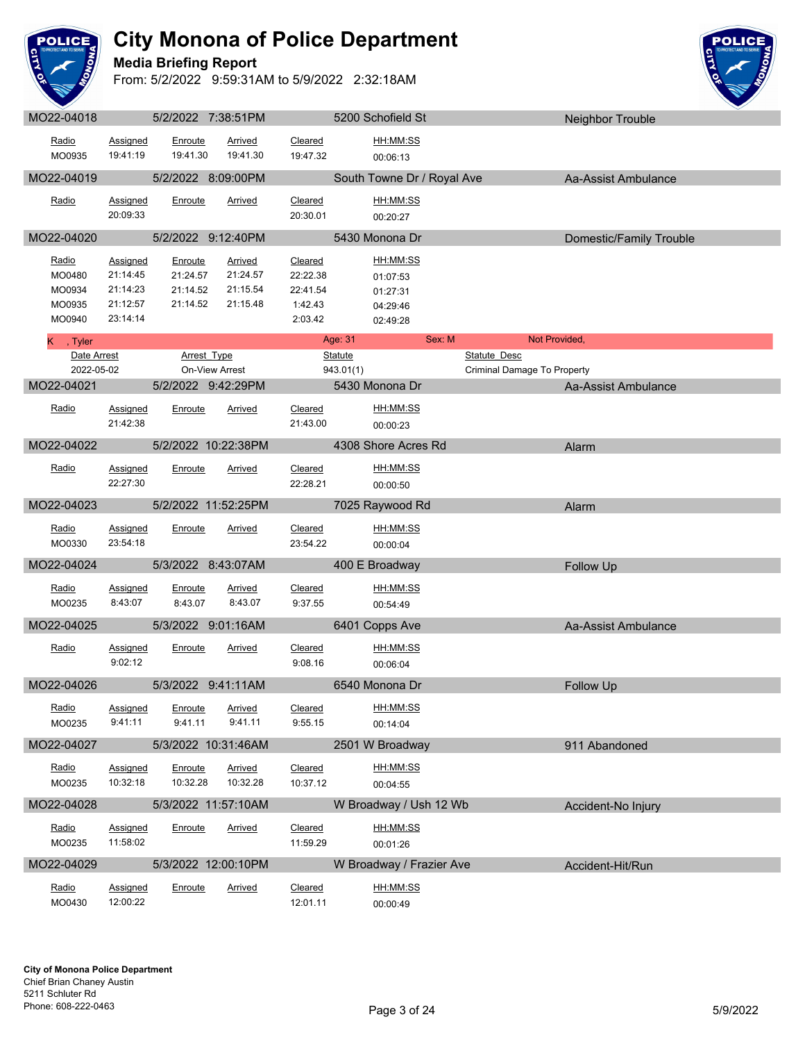# City Monona of Police Department

## Media Briefing Report

From: 5/2/2022 9:59:31AM to 5/9/2022 2:32:18AM

### MO22-04018 | 5/2/2022 7:38:51PM | 5200 Schofield St | Neighbor Trouble

| Radio | Assigned | Enroute | Arrived | Cleared | HH:MM:SS |
|---|---|---|---|---|---|
| MO0935 | 19:41:19 | 19:41.30 | 19:41.30 | 19:47.32 | 00:06:13 |

### MO22-04019 | 5/2/2022 8:09:00PM | South Towne Dr / Royal Ave | Aa-Assist Ambulance

| Radio | Assigned | Enroute | Arrived | Cleared | HH:MM:SS |
|---|---|---|---|---|---|
| | 20:09:33 | | | 20:30.01 | 00:20:27 |

### MO22-04020 | 5/2/2022 9:12:40PM | 5430 Monona Dr | Domestic/Family Trouble

| Radio | Assigned | Enroute | Arrived | Cleared | HH:MM:SS |
|---|---|---|---|---|---|
| MO0480 | 21:14:45 | 21:24.57 | 21:24.57 | 22:22.38 | 01:07:53 |
| MO0934 | 21:14:23 | 21:14.52 | 21:15.54 | 22:41.54 | 01:27:31 |
| MO0935 | 21:12:57 | 21:14.52 | 21:15.48 | 1:42.43 | 04:29:46 |
| MO0940 | 23:14:14 | | | 2:03.42 | 02:49:28 |

K , Tyler — Age: 31 — Sex: M — Not Provided,

| Date Arrest | Arrest Type | Statute | Statute Desc |
|---|---|---|---|
| 2022-05-02 | On-View Arrest | 943.01(1) | Criminal Damage To Property |

### MO22-04021 | 5/2/2022 9:42:29PM | 5430 Monona Dr | Aa-Assist Ambulance

| Radio | Assigned | Enroute | Arrived | Cleared | HH:MM:SS |
|---|---|---|---|---|---|
| | 21:42:38 | | | 21:43.00 | 00:00:23 |

### MO22-04022 | 5/2/2022 10:22:38PM | 4308 Shore Acres Rd | Alarm

| Radio | Assigned | Enroute | Arrived | Cleared | HH:MM:SS |
|---|---|---|---|---|---|
| | 22:27:30 | | | 22:28.21 | 00:00:50 |

### MO22-04023 | 5/2/2022 11:52:25PM | 7025 Raywood Rd | Alarm

| Radio | Assigned | Enroute | Arrived | Cleared | HH:MM:SS |
|---|---|---|---|---|---|
| MO0330 | 23:54:18 | | | 23:54.22 | 00:00:04 |

### MO22-04024 | 5/3/2022 8:43:07AM | 400 E Broadway | Follow Up

| Radio | Assigned | Enroute | Arrived | Cleared | HH:MM:SS |
|---|---|---|---|---|---|
| MO0235 | 8:43:07 | 8:43.07 | 8:43.07 | 9:37.55 | 00:54:49 |

### MO22-04025 | 5/3/2022 9:01:16AM | 6401 Copps Ave | Aa-Assist Ambulance

| Radio | Assigned | Enroute | Arrived | Cleared | HH:MM:SS |
|---|---|---|---|---|---|
| | 9:02:12 | | | 9:08.16 | 00:06:04 |

### MO22-04026 | 5/3/2022 9:41:11AM | 6540 Monona Dr | Follow Up

| Radio | Assigned | Enroute | Arrived | Cleared | HH:MM:SS |
|---|---|---|---|---|---|
| MO0235 | 9:41:11 | 9:41.11 | 9:41.11 | 9:55.15 | 00:14:04 |

### MO22-04027 | 5/3/2022 10:31:46AM | 2501 W Broadway | 911 Abandoned

| Radio | Assigned | Enroute | Arrived | Cleared | HH:MM:SS |
|---|---|---|---|---|---|
| MO0235 | 10:32:18 | 10:32.28 | 10:32.28 | 10:37.12 | 00:04:55 |

### MO22-04028 | 5/3/2022 11:57:10AM | W Broadway / Ush 12 Wb | Accident-No Injury

| Radio | Assigned | Enroute | Arrived | Cleared | HH:MM:SS |
|---|---|---|---|---|---|
| MO0235 | 11:58:02 | | | 11:59.29 | 00:01:26 |

### MO22-04029 | 5/3/2022 12:00:10PM | W Broadway / Frazier Ave | Accident-Hit/Run

| Radio | Assigned | Enroute | Arrived | Cleared | HH:MM:SS |
|---|---|---|---|---|---|
| MO0430 | 12:00:22 | | | 12:01.11 | 00:00:49 |

**City of Monona Police Department**
Chief Brian Chaney Austin
5211 Schluter Rd
Phone: 608-222-0463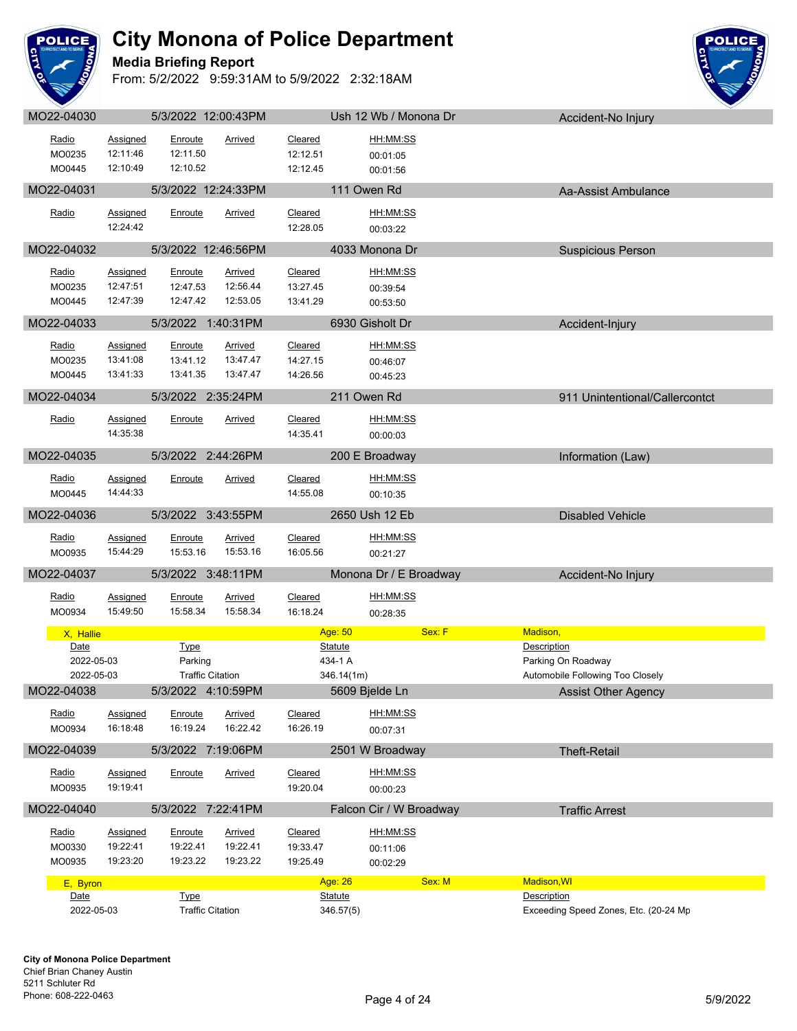# City Monona of Police Department

**Media Briefing Report**

From: 5/2/2022 9:59:31AM to 5/9/2022 2:32:18AM

## MO22-04030 | 5/3/2022 12:00:43PM | Ush 12 Wb / Monona Dr | Accident-No Injury

| Radio | Assigned | Enroute | Arrived | Cleared | HH:MM:SS |
|---|---|---|---|---|---|
| MO0235 | 12:11:46 | 12:11.50 | | 12:12.51 | 00:01:05 |
| MO0445 | 12:10:49 | 12:10.52 | | 12:12.45 | 00:01:56 |

## MO22-04031 | 5/3/2022 12:24:33PM | 111 Owen Rd | Aa-Assist Ambulance

| Radio | Assigned | Enroute | Arrived | Cleared | HH:MM:SS |
|---|---|---|---|---|---|
| | 12:24:42 | | | 12:28.05 | 00:03:22 |

## MO22-04032 | 5/3/2022 12:46:56PM | 4033 Monona Dr | Suspicious Person

| Radio | Assigned | Enroute | Arrived | Cleared | HH:MM:SS |
|---|---|---|---|---|---|
| MO0235 | 12:47:51 | 12:47.53 | 12:56.44 | 13:27.45 | 00:39:54 |
| MO0445 | 12:47:39 | 12:47.42 | 12:53.05 | 13:41.29 | 00:53:50 |

## MO22-04033 | 5/3/2022 1:40:31PM | 6930 Gisholt Dr | Accident-Injury

| Radio | Assigned | Enroute | Arrived | Cleared | HH:MM:SS |
|---|---|---|---|---|---|
| MO0235 | 13:41:08 | 13:41.12 | 13:47.47 | 14:27.15 | 00:46:07 |
| MO0445 | 13:41:33 | 13:41.35 | 13:47.47 | 14:26.56 | 00:45:23 |

## MO22-04034 | 5/3/2022 2:35:24PM | 211 Owen Rd | 911 Unintentional/Callercontct

| Radio | Assigned | Enroute | Arrived | Cleared | HH:MM:SS |
|---|---|---|---|---|---|
| | 14:35:38 | | | 14:35.41 | 00:00:03 |

## MO22-04035 | 5/3/2022 2:44:26PM | 200 E Broadway | Information (Law)

| Radio | Assigned | Enroute | Arrived | Cleared | HH:MM:SS |
|---|---|---|---|---|---|
| MO0445 | 14:44:33 | | | 14:55.08 | 00:10:35 |

## MO22-04036 | 5/3/2022 3:43:55PM | 2650 Ush 12 Eb | Disabled Vehicle

| Radio | Assigned | Enroute | Arrived | Cleared | HH:MM:SS |
|---|---|---|---|---|---|
| MO0935 | 15:44:29 | 15:53.16 | 15:53.16 | 16:05.56 | 00:21:27 |

## MO22-04037 | 5/3/2022 3:48:11PM | Monona Dr / E Broadway | Accident-No Injury

| Radio | Assigned | Enroute | Arrived | Cleared | HH:MM:SS |
|---|---|---|---|---|---|
| MO0934 | 15:49:50 | 15:58.34 | 15:58.34 | 16:18.24 | 00:28:35 |

**X, Hallie** — Age: 50 — Sex: F — Madison,

| Date | Type | Statute | Description |
|---|---|---|---|
| 2022-05-03 | Parking | 434-1 A | Parking On Roadway |
| 2022-05-03 | Traffic Citation | 346.14(1m) | Automobile Following Too Closely |

## MO22-04038 | 5/3/2022 4:10:59PM | 5609 Bjelde Ln | Assist Other Agency

| Radio | Assigned | Enroute | Arrived | Cleared | HH:MM:SS |
|---|---|---|---|---|---|
| MO0934 | 16:18:48 | 16:19.24 | 16:22.42 | 16:26.19 | 00:07:31 |

## MO22-04039 | 5/3/2022 7:19:06PM | 2501 W Broadway | Theft-Retail

| Radio | Assigned | Enroute | Arrived | Cleared | HH:MM:SS |
|---|---|---|---|---|---|
| MO0935 | 19:19:41 | | | 19:20.04 | 00:00:23 |

## MO22-04040 | 5/3/2022 7:22:41PM | Falcon Cir / W Broadway | Traffic Arrest

| Radio | Assigned | Enroute | Arrived | Cleared | HH:MM:SS |
|---|---|---|---|---|---|
| MO0330 | 19:22:41 | 19:22.41 | 19:22.41 | 19:33.47 | 00:11:06 |
| MO0935 | 19:23:20 | 19:23.22 | 19:23.22 | 19:25.49 | 00:02:29 |

**E, Byron** — Age: 26 — Sex: M — Madison,WI

| Date | Type | Statute | Description |
|---|---|---|---|
| 2022-05-03 | Traffic Citation | 346.57(5) | Exceeding Speed Zones, Etc. (20-24 Mp |

**City of Monona Police Department**
Chief Brian Chaney Austin
5211 Schluter Rd
Phone: 608-222-0463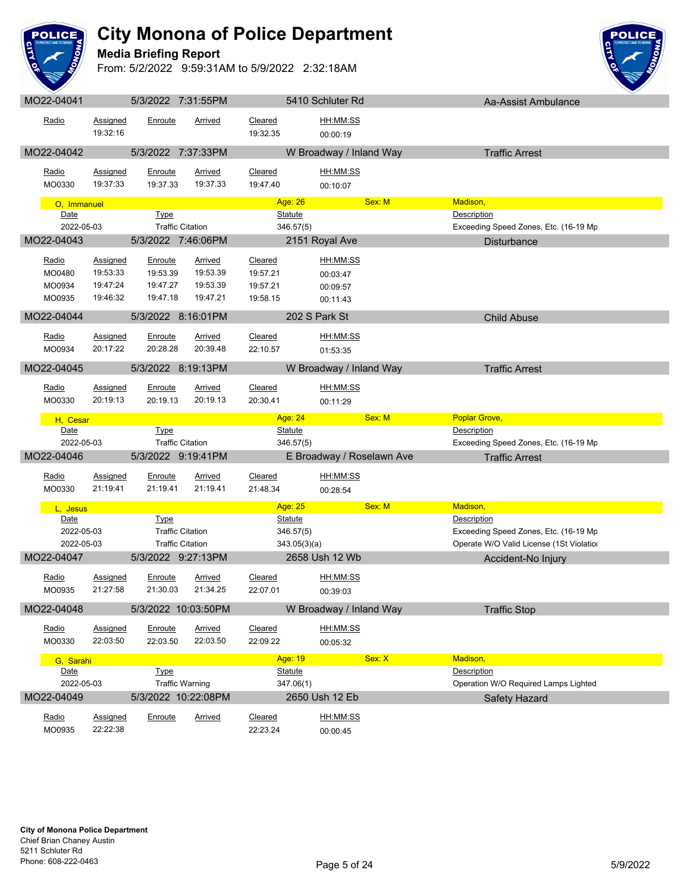# City Monona of Police Department

**Media Briefing Report**

From: 5/2/2022 9:59:31AM to 5/9/2022 2:32:18AM

## MO22-04041 | 5/3/2022 7:31:55PM | 5410 Schluter Rd | Aa-Assist Ambulance

| Radio | Assigned | Enroute | Arrived | Cleared | HH:MM:SS |
|---|---|---|---|---|---|
| | 19:32:16 | | | 19:32.35 | 00:00:19 |

## MO22-04042 | 5/3/2022 7:37:33PM | W Broadway / Inland Way | Traffic Arrest

| Radio | Assigned | Enroute | Arrived | Cleared | HH:MM:SS |
|---|---|---|---|---|---|
| MO0330 | 19:37:33 | 19:37.33 | 19:37.33 | 19:47.40 | 00:10:07 |

**O, Immanuel** — Age: 26 — Sex: M — Madison,

| Date | Type | Statute | Description |
|---|---|---|---|
| 2022-05-03 | Traffic Citation | 346.57(5) | Exceeding Speed Zones, Etc. (16-19 Mp |

## MO22-04043 | 5/3/2022 7:46:06PM | 2151 Royal Ave | Disturbance

| Radio | Assigned | Enroute | Arrived | Cleared | HH:MM:SS |
|---|---|---|---|---|---|
| MO0480 | 19:53:33 | 19:53.39 | 19:53.39 | 19:57.21 | 00:03:47 |
| MO0934 | 19:47:24 | 19:47.27 | 19:53.39 | 19:57.21 | 00:09:57 |
| MO0935 | 19:46:32 | 19:47.18 | 19:47.21 | 19:58.15 | 00:11:43 |

## MO22-04044 | 5/3/2022 8:16:01PM | 202 S Park St | Child Abuse

| Radio | Assigned | Enroute | Arrived | Cleared | HH:MM:SS |
|---|---|---|---|---|---|
| MO0934 | 20:17:22 | 20:28.28 | 20:39.48 | 22:10.57 | 01:53:35 |

## MO22-04045 | 5/3/2022 8:19:13PM | W Broadway / Inland Way | Traffic Arrest

| Radio | Assigned | Enroute | Arrived | Cleared | HH:MM:SS |
|---|---|---|---|---|---|
| MO0330 | 20:19:13 | 20:19.13 | 20:19.13 | 20:30.41 | 00:11:29 |

**H, Cesar** — Age: 24 — Sex: M — Poplar Grove,

| Date | Type | Statute | Description |
|---|---|---|---|
| 2022-05-03 | Traffic Citation | 346.57(5) | Exceeding Speed Zones, Etc. (16-19 Mp |

## MO22-04046 | 5/3/2022 9:19:41PM | E Broadway / Roselawn Ave | Traffic Arrest

| Radio | Assigned | Enroute | Arrived | Cleared | HH:MM:SS |
|---|---|---|---|---|---|
| MO0330 | 21:19:41 | 21:19.41 | 21:19.41 | 21:48.34 | 00:28:54 |

**L, Jesus** — Age: 25 — Sex: M — Madison,

| Date | Type | Statute | Description |
|---|---|---|---|
| 2022-05-03 | Traffic Citation | 346.57(5) | Exceeding Speed Zones, Etc. (16-19 Mp |
| 2022-05-03 | Traffic Citation | 343.05(3)(a) | Operate W/O Valid License (1St Violatior |

## MO22-04047 | 5/3/2022 9:27:13PM | 2658 Ush 12 Wb | Accident-No Injury

| Radio | Assigned | Enroute | Arrived | Cleared | HH:MM:SS |
|---|---|---|---|---|---|
| MO0935 | 21:27:58 | 21:30.03 | 21:34.25 | 22:07.01 | 00:39:03 |

## MO22-04048 | 5/3/2022 10:03:50PM | W Broadway / Inland Way | Traffic Stop

| Radio | Assigned | Enroute | Arrived | Cleared | HH:MM:SS |
|---|---|---|---|---|---|
| MO0330 | 22:03:50 | 22:03.50 | 22:03.50 | 22:09.22 | 00:05:32 |

**G, Sarahi** — Age: 19 — Sex: X — Madison,

| Date | Type | Statute | Description |
|---|---|---|---|
| 2022-05-03 | Traffic Warning | 347.06(1) | Operation W/O Required Lamps Lighted |

## MO22-04049 | 5/3/2022 10:22:08PM | 2650 Ush 12 Eb | Safety Hazard

| Radio | Assigned | Enroute | Arrived | Cleared | HH:MM:SS |
|---|---|---|---|---|---|
| MO0935 | 22:22:38 | | | 22:23.24 | 00:00:45 |

**City of Monona Police Department**
Chief Brian Chaney Austin
5211 Schluter Rd
Phone: 608-222-0463

5/9/2022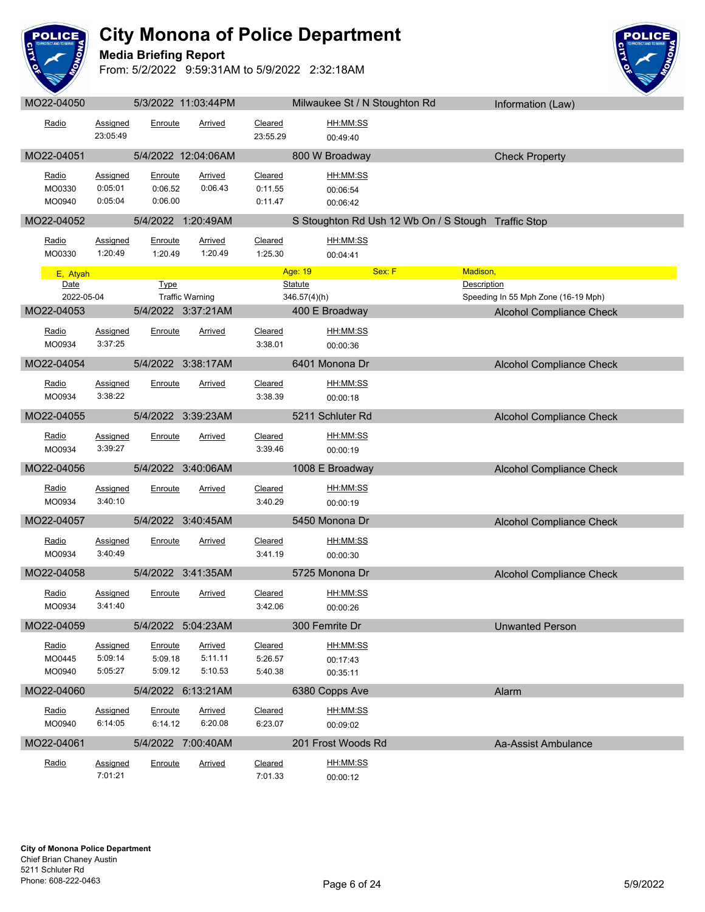# City Monona of Police Department

**Media Briefing Report**

From: 5/2/2022 9:59:31AM to 5/9/2022 2:32:18AM

| MO22-04050 | 5/3/2022 11:03:44PM | Milwaukee St / N Stoughton Rd | Information (Law) |
|---|---|---|---|

| Radio | Assigned | Enroute | Arrived | Cleared | HH:MM:SS |
|---|---|---|---|---|---|
| | 23:05:49 | | | 23:55.29 | 00:49:40 |

| MO22-04051 | 5/4/2022 12:04:06AM | 800 W Broadway | Check Property |
|---|---|---|---|

| Radio | Assigned | Enroute | Arrived | Cleared | HH:MM:SS |
|---|---|---|---|---|---|
| MO0330 | 0:05:01 | 0:06.52 | 0:06.43 | 0:11.55 | 00:06:54 |
| MO0940 | 0:05:04 | 0:06.00 | | 0:11.47 | 00:06:42 |

| MO22-04052 | 5/4/2022 1:20:49AM | S Stoughton Rd Ush 12 Wb On / S Stough | Traffic Stop |
|---|---|---|---|

| Radio | Assigned | Enroute | Arrived | Cleared | HH:MM:SS |
|---|---|---|---|---|---|
| MO0330 | 1:20:49 | 1:20.49 | 1:20.49 | 1:25.30 | 00:04:41 |

| E, Atyah | Age: 19 | Sex: F | Madison, |
|---|---|---|---|
| **Date** | **Type** | **Statute** | **Description** |
| 2022-05-04 | Traffic Warning | 346.57(4)(h) | Speeding In 55 Mph Zone (16-19 Mph) |

| MO22-04053 | 5/4/2022 3:37:21AM | 400 E Broadway | Alcohol Compliance Check |
|---|---|---|---|

| Radio | Assigned | Enroute | Arrived | Cleared | HH:MM:SS |
|---|---|---|---|---|---|
| MO0934 | 3:37:25 | | | 3:38.01 | 00:00:36 |

| MO22-04054 | 5/4/2022 3:38:17AM | 6401 Monona Dr | Alcohol Compliance Check |
|---|---|---|---|

| Radio | Assigned | Enroute | Arrived | Cleared | HH:MM:SS |
|---|---|---|---|---|---|
| MO0934 | 3:38:22 | | | 3:38.39 | 00:00:18 |

| MO22-04055 | 5/4/2022 3:39:23AM | 5211 Schluter Rd | Alcohol Compliance Check |
|---|---|---|---|

| Radio | Assigned | Enroute | Arrived | Cleared | HH:MM:SS |
|---|---|---|---|---|---|
| MO0934 | 3:39:27 | | | 3:39.46 | 00:00:19 |

| MO22-04056 | 5/4/2022 3:40:06AM | 1008 E Broadway | Alcohol Compliance Check |
|---|---|---|---|

| Radio | Assigned | Enroute | Arrived | Cleared | HH:MM:SS |
|---|---|---|---|---|---|
| MO0934 | 3:40:10 | | | 3:40.29 | 00:00:19 |

| MO22-04057 | 5/4/2022 3:40:45AM | 5450 Monona Dr | Alcohol Compliance Check |
|---|---|---|---|

| Radio | Assigned | Enroute | Arrived | Cleared | HH:MM:SS |
|---|---|---|---|---|---|
| MO0934 | 3:40:49 | | | 3:41.19 | 00:00:30 |

| MO22-04058 | 5/4/2022 3:41:35AM | 5725 Monona Dr | Alcohol Compliance Check |
|---|---|---|---|

| Radio | Assigned | Enroute | Arrived | Cleared | HH:MM:SS |
|---|---|---|---|---|---|
| MO0934 | 3:41:40 | | | 3:42.06 | 00:00:26 |

| MO22-04059 | 5/4/2022 5:04:23AM | 300 Femrite Dr | Unwanted Person |
|---|---|---|---|

| Radio | Assigned | Enroute | Arrived | Cleared | HH:MM:SS |
|---|---|---|---|---|---|
| MO0445 | 5:09:14 | 5:09.18 | 5:11.11 | 5:26.57 | 00:17:43 |
| MO0940 | 5:05:27 | 5:09.12 | 5:10.53 | 5:40.38 | 00:35:11 |

| MO22-04060 | 5/4/2022 6:13:21AM | 6380 Copps Ave | Alarm |
|---|---|---|---|

| Radio | Assigned | Enroute | Arrived | Cleared | HH:MM:SS |
|---|---|---|---|---|---|
| MO0940 | 6:14:05 | 6:14.12 | 6:20.08 | 6:23.07 | 00:09:02 |

| MO22-04061 | 5/4/2022 7:00:40AM | 201 Frost Woods Rd | Aa-Assist Ambulance |
|---|---|---|---|

| Radio | Assigned | Enroute | Arrived | Cleared | HH:MM:SS |
|---|---|---|---|---|---|
| | 7:01:21 | | | 7:01.33 | 00:00:12 |

**City of Monona Police Department**
Chief Brian Chaney Austin
5211 Schluter Rd
Phone: 608-222-0463

5/9/2022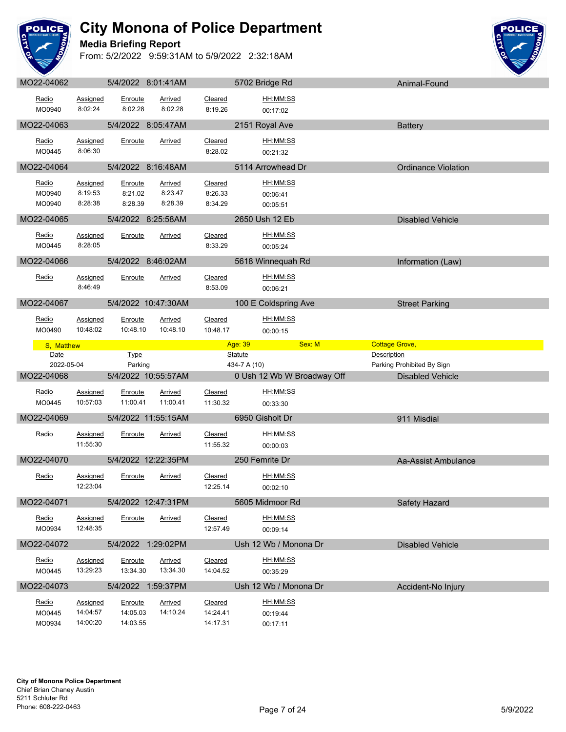# City Monona of Police Department

**Media Briefing Report**

From: 5/2/2022 9:59:31AM to 5/9/2022 2:32:18AM

## MO22-04062 | 5/4/2022 8:01:41AM | 5702 Bridge Rd | Animal-Found

| Radio | Assigned | Enroute | Arrived | Cleared | HH:MM:SS |
|---|---|---|---|---|---|
| MO0940 | 8:02:24 | 8:02.28 | 8:02.28 | 8:19.26 | 00:17:02 |

## MO22-04063 | 5/4/2022 8:05:47AM | 2151 Royal Ave | Battery

| Radio | Assigned | Enroute | Arrived | Cleared | HH:MM:SS |
|---|---|---|---|---|---|
| MO0445 | 8:06:30 | | | 8:28.02 | 00:21:32 |

## MO22-04064 | 5/4/2022 8:16:48AM | 5114 Arrowhead Dr | Ordinance Violation

| Radio | Assigned | Enroute | Arrived | Cleared | HH:MM:SS |
|---|---|---|---|---|---|
| MO0940 | 8:19:53 | 8:21.02 | 8:23.47 | 8:26.33 | 00:06:41 |
| MO0940 | 8:28:38 | 8:28.39 | 8:28.39 | 8:34.29 | 00:05:51 |

## MO22-04065 | 5/4/2022 8:25:58AM | 2650 Ush 12 Eb | Disabled Vehicle

| Radio | Assigned | Enroute | Arrived | Cleared | HH:MM:SS |
|---|---|---|---|---|---|
| MO0445 | 8:28:05 | | | 8:33.29 | 00:05:24 |

## MO22-04066 | 5/4/2022 8:46:02AM | 5618 Winnequah Rd | Information (Law)

| Radio | Assigned | Enroute | Arrived | Cleared | HH:MM:SS |
|---|---|---|---|---|---|
| | 8:46:49 | | | 8:53.09 | 00:06:21 |

## MO22-04067 | 5/4/2022 10:47:30AM | 100 E Coldspring Ave | Street Parking

| Radio | Assigned | Enroute | Arrived | Cleared | HH:MM:SS |
|---|---|---|---|---|---|
| MO0490 | 10:48:02 | 10:48.10 | 10:48.10 | 10:48.17 | 00:00:15 |

**S, Matthew** — Age: 39 — Sex: M — Cottage Grove,

| Date | Type | Statute | Description |
|---|---|---|---|
| 2022-05-04 | Parking | 434-7 A (10) | Parking Prohibited By Sign |

## MO22-04068 | 5/4/2022 10:55:57AM | 0 Ush 12 Wb W Broadway Off | Disabled Vehicle

| Radio | Assigned | Enroute | Arrived | Cleared | HH:MM:SS |
|---|---|---|---|---|---|
| MO0445 | 10:57:03 | 11:00.41 | 11:00.41 | 11:30.32 | 00:33:30 |

## MO22-04069 | 5/4/2022 11:55:15AM | 6950 Gisholt Dr | 911 Misdial

| Radio | Assigned | Enroute | Arrived | Cleared | HH:MM:SS |
|---|---|---|---|---|---|
| | 11:55:30 | | | 11:55.32 | 00:00:03 |

## MO22-04070 | 5/4/2022 12:22:35PM | 250 Femrite Dr | Aa-Assist Ambulance

| Radio | Assigned | Enroute | Arrived | Cleared | HH:MM:SS |
|---|---|---|---|---|---|
| | 12:23:04 | | | 12:25.14 | 00:02:10 |

## MO22-04071 | 5/4/2022 12:47:31PM | 5605 Midmoor Rd | Safety Hazard

| Radio | Assigned | Enroute | Arrived | Cleared | HH:MM:SS |
|---|---|---|---|---|---|
| MO0934 | 12:48:35 | | | 12:57.49 | 00:09:14 |

## MO22-04072 | 5/4/2022 1:29:02PM | Ush 12 Wb / Monona Dr | Disabled Vehicle

| Radio | Assigned | Enroute | Arrived | Cleared | HH:MM:SS |
|---|---|---|---|---|---|
| MO0445 | 13:29:23 | 13:34.30 | 13:34.30 | 14:04.52 | 00:35:29 |

## MO22-04073 | 5/4/2022 1:59:37PM | Ush 12 Wb / Monona Dr | Accident-No Injury

| Radio | Assigned | Enroute | Arrived | Cleared | HH:MM:SS |
|---|---|---|---|---|---|
| MO0445 | 14:04:57 | 14:05.03 | 14:10.24 | 14:24.41 | 00:19:44 |
| MO0934 | 14:00:20 | 14:03.55 | | 14:17.31 | 00:17:11 |

**City of Monona Police Department**
Chief Brian Chaney Austin
5211 Schluter Rd
Phone: 608-222-0463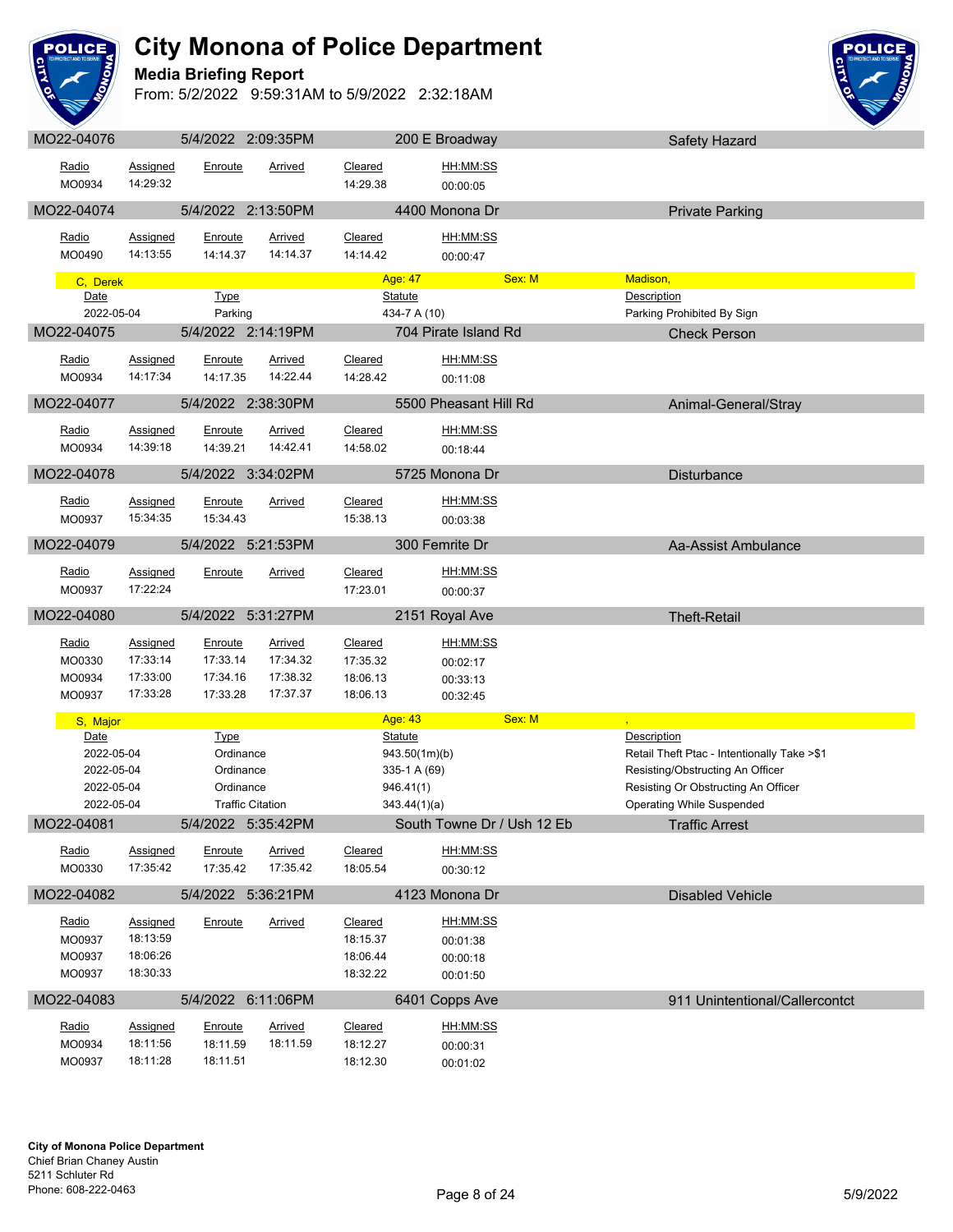# City Monona of Police Department

**Media Briefing Report**

From: 5/2/2022 9:59:31AM to 5/9/2022 2:32:18AM

## MO22-04076 | 5/4/2022 2:09:35PM | 200 E Broadway | Safety Hazard

| Radio | Assigned | Enroute | Arrived | Cleared | HH:MM:SS |
|---|---|---|---|---|---|
| MO0934 | 14:29:32 | | | 14:29.38 | 00:00:05 |

## MO22-04074 | 5/4/2022 2:13:50PM | 4400 Monona Dr | Private Parking

| Radio | Assigned | Enroute | Arrived | Cleared | HH:MM:SS |
|---|---|---|---|---|---|
| MO0490 | 14:13:55 | 14:14.37 | 14:14.37 | 14:14.42 | 00:00:47 |

**C, Derek** — Age: 47 — Sex: M — Madison,

| Date | Type | Statute | Description |
|---|---|---|---|
| 2022-05-04 | Parking | 434-7 A (10) | Parking Prohibited By Sign |

## MO22-04075 | 5/4/2022 2:14:19PM | 704 Pirate Island Rd | Check Person

| Radio | Assigned | Enroute | Arrived | Cleared | HH:MM:SS |
|---|---|---|---|---|---|
| MO0934 | 14:17:34 | 14:17.35 | 14:22.44 | 14:28.42 | 00:11:08 |

## MO22-04077 | 5/4/2022 2:38:30PM | 5500 Pheasant Hill Rd | Animal-General/Stray

| Radio | Assigned | Enroute | Arrived | Cleared | HH:MM:SS |
|---|---|---|---|---|---|
| MO0934 | 14:39:18 | 14:39.21 | 14:42.41 | 14:58.02 | 00:18:44 |

## MO22-04078 | 5/4/2022 3:34:02PM | 5725 Monona Dr | Disturbance

| Radio | Assigned | Enroute | Arrived | Cleared | HH:MM:SS |
|---|---|---|---|---|---|
| MO0937 | 15:34:35 | 15:34.43 | | 15:38.13 | 00:03:38 |

## MO22-04079 | 5/4/2022 5:21:53PM | 300 Femrite Dr | Aa-Assist Ambulance

| Radio | Assigned | Enroute | Arrived | Cleared | HH:MM:SS |
|---|---|---|---|---|---|
| MO0937 | 17:22:24 | | | 17:23.01 | 00:00:37 |

## MO22-04080 | 5/4/2022 5:31:27PM | 2151 Royal Ave | Theft-Retail

| Radio | Assigned | Enroute | Arrived | Cleared | HH:MM:SS |
|---|---|---|---|---|---|
| MO0330 | 17:33:14 | 17:33.14 | 17:34.32 | 17:35.32 | 00:02:17 |
| MO0934 | 17:33:00 | 17:34.16 | 17:38.32 | 18:06.13 | 00:33:13 |
| MO0937 | 17:33:28 | 17:33.28 | 17:37.37 | 18:06.13 | 00:32:45 |

**S, Major** — Age: 43 — Sex: M — ,

| Date | Type | Statute | Description |
|---|---|---|---|
| 2022-05-04 | Ordinance | 943.50(1m)(b) | Retail Theft Ptac - Intentionally Take >$1 |
| 2022-05-04 | Ordinance | 335-1 A (69) | Resisting/Obstructing An Officer |
| 2022-05-04 | Ordinance | 946.41(1) | Resisting Or Obstructing An Officer |
| 2022-05-04 | Traffic Citation | 343.44(1)(a) | Operating While Suspended |

## MO22-04081 | 5/4/2022 5:35:42PM | South Towne Dr / Ush 12 Eb | Traffic Arrest

| Radio | Assigned | Enroute | Arrived | Cleared | HH:MM:SS |
|---|---|---|---|---|---|
| MO0330 | 17:35:42 | 17:35.42 | 17:35.42 | 18:05.54 | 00:30:12 |

## MO22-04082 | 5/4/2022 5:36:21PM | 4123 Monona Dr | Disabled Vehicle

| Radio | Assigned | Enroute | Arrived | Cleared | HH:MM:SS |
|---|---|---|---|---|---|
| MO0937 | 18:13:59 | | | 18:15.37 | 00:01:38 |
| MO0937 | 18:06:26 | | | 18:06.44 | 00:00:18 |
| MO0937 | 18:30:33 | | | 18:32.22 | 00:01:50 |

## MO22-04083 | 5/4/2022 6:11:06PM | 6401 Copps Ave | 911 Unintentional/Callercontct

| Radio | Assigned | Enroute | Arrived | Cleared | HH:MM:SS |
|---|---|---|---|---|---|
| MO0934 | 18:11:56 | 18:11.59 | 18:11.59 | 18:12.27 | 00:00:31 |
| MO0937 | 18:11:28 | 18:11.51 | | 18:12.30 | 00:01:02 |

**City of Monona Police Department**
Chief Brian Chaney Austin
5211 Schluter Rd
Phone: 608-222-0463

5/9/2022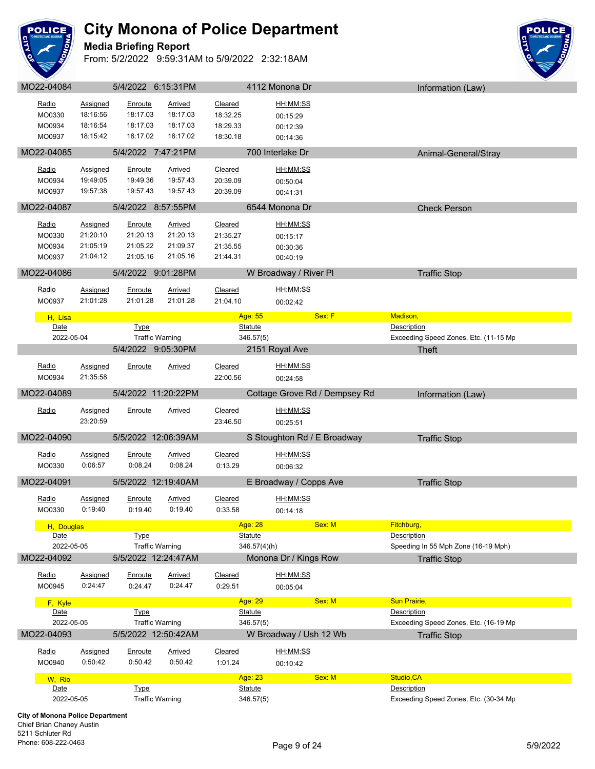# City Monona of Police Department

**Media Briefing Report**

From: 5/2/2022 9:59:31AM to 5/9/2022 2:32:18AM

## MO22-04084 | 5/4/2022 6:15:31PM | 4112 Monona Dr | Information (Law)

| Radio | Assigned | Enroute | Arrived | Cleared | HH:MM:SS |
|---|---|---|---|---|---|
| MO0330 | 18:16:56 | 18:17.03 | 18:17.03 | 18:32.25 | 00:15:29 |
| MO0934 | 18:16:54 | 18:17.03 | 18:17.03 | 18:29.33 | 00:12:39 |
| MO0937 | 18:15:42 | 18:17.02 | 18:17.02 | 18:30.18 | 00:14:36 |

## MO22-04085 | 5/4/2022 7:47:21PM | 700 Interlake Dr | Animal-General/Stray

| Radio | Assigned | Enroute | Arrived | Cleared | HH:MM:SS |
|---|---|---|---|---|---|
| MO0934 | 19:49:05 | 19:49.36 | 19:57.43 | 20:39.09 | 00:50:04 |
| MO0937 | 19:57:38 | 19:57.43 | 19:57.43 | 20:39.09 | 00:41:31 |

## MO22-04087 | 5/4/2022 8:57:55PM | 6544 Monona Dr | Check Person

| Radio | Assigned | Enroute | Arrived | Cleared | HH:MM:SS |
|---|---|---|---|---|---|
| MO0330 | 21:20:10 | 21:20.13 | 21:20.13 | 21:35.27 | 00:15:17 |
| MO0934 | 21:05:19 | 21:05.22 | 21:09.37 | 21:35.55 | 00:30:36 |
| MO0937 | 21:04:12 | 21:05.16 | 21:05.16 | 21:44.31 | 00:40:19 |

## MO22-04086 | 5/4/2022 9:01:28PM | W Broadway / River Pl | Traffic Stop

| Radio | Assigned | Enroute | Arrived | Cleared | HH:MM:SS |
|---|---|---|---|---|---|
| MO0937 | 21:01:28 | 21:01.28 | 21:01.28 | 21:04.10 | 00:02:42 |

**H, Lisa** | Age: 55 | Sex: F | Madison,

| Date | Type | Statute | Description |
|---|---|---|---|
| 2022-05-04 | Traffic Warning | 346.57(5) | Exceeding Speed Zones, Etc. (11-15 Mp |

## 5/4/2022 9:05:30PM | 2151 Royal Ave | Theft

| Radio | Assigned | Enroute | Arrived | Cleared | HH:MM:SS |
|---|---|---|---|---|---|
| MO0934 | 21:35:58 | | | 22:00.56 | 00:24:58 |

## MO22-04089 | 5/4/2022 11:20:22PM | Cottage Grove Rd / Dempsey Rd | Information (Law)

| Radio | Assigned | Enroute | Arrived | Cleared | HH:MM:SS |
|---|---|---|---|---|---|
| | 23:20:59 | | | 23:46.50 | 00:25:51 |

## MO22-04090 | 5/5/2022 12:06:39AM | S Stoughton Rd / E Broadway | Traffic Stop

| Radio | Assigned | Enroute | Arrived | Cleared | HH:MM:SS |
|---|---|---|---|---|---|
| MO0330 | 0:06:57 | 0:08.24 | 0:08.24 | 0:13.29 | 00:06:32 |

## MO22-04091 | 5/5/2022 12:19:40AM | E Broadway / Copps Ave | Traffic Stop

| Radio | Assigned | Enroute | Arrived | Cleared | HH:MM:SS |
|---|---|---|---|---|---|
| MO0330 | 0:19:40 | 0:19.40 | 0:19.40 | 0:33.58 | 00:14:18 |

**H, Douglas** | Age: 28 | Sex: M | Fitchburg,

| Date | Type | Statute | Description |
|---|---|---|---|
| 2022-05-05 | Traffic Warning | 346.57(4)(h) | Speeding In 55 Mph Zone (16-19 Mph) |

## MO22-04092 | 5/5/2022 12:24:47AM | Monona Dr / Kings Row | Traffic Stop

| Radio | Assigned | Enroute | Arrived | Cleared | HH:MM:SS |
|---|---|---|---|---|---|
| MO0945 | 0:24:47 | 0:24.47 | 0:24.47 | 0:29.51 | 00:05:04 |

**F, Kyle** | Age: 29 | Sex: M | Sun Prairie,

| Date | Type | Statute | Description |
|---|---|---|---|
| 2022-05-05 | Traffic Warning | 346.57(5) | Exceeding Speed Zones, Etc. (16-19 Mp |

## MO22-04093 | 5/5/2022 12:50:42AM | W Broadway / Ush 12 Wb | Traffic Stop

| Radio | Assigned | Enroute | Arrived | Cleared | HH:MM:SS |
|---|---|---|---|---|---|
| MO0940 | 0:50:42 | 0:50.42 | 0:50.42 | 1:01.24 | 00:10:42 |

**W, Rio** | Age: 23 | Sex: M | Studio,CA

| Date | Type | Statute | Description |
|---|---|---|---|
| 2022-05-05 | Traffic Warning | 346.57(5) | Exceeding Speed Zones, Etc. (30-34 Mp |

**City of Monona Police Department**
Chief Brian Chaney Austin
5211 Schluter Rd
Phone: 608-222-0463

5/9/2022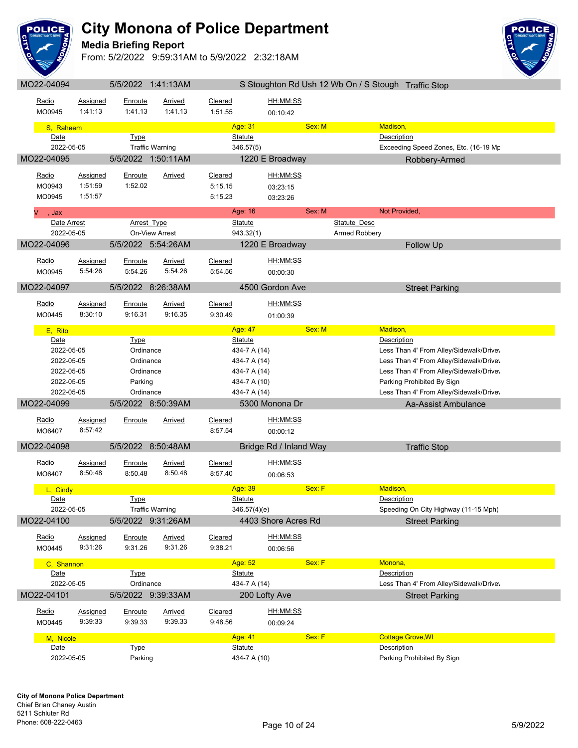# City Monona of Police Department

**Media Briefing Report**

From: 5/2/2022 9:59:31AM to 5/9/2022 2:32:18AM

## MO22-04094 | 5/5/2022 1:41:13AM | S Stoughton Rd Ush 12 Wb On / S Stough | Traffic Stop

| Radio | Assigned | Enroute | Arrived | Cleared | HH:MM:SS |
|---|---|---|---|---|---|
| MO0945 | 1:41:13 | 1:41.13 | 1:41.13 | 1:51.55 | 00:10:42 |

**S, Raheem** — Age: 31 — Sex: M — Madison,

| Date | Type | Statute | Description |
|---|---|---|---|
| 2022-05-05 | Traffic Warning | 346.57(5) | Exceeding Speed Zones, Etc. (16-19 Mp |

## MO22-04095 | 5/5/2022 1:50:11AM | 1220 E Broadway | Robbery-Armed

| Radio | Assigned | Enroute | Arrived | Cleared | HH:MM:SS |
|---|---|---|---|---|---|
| MO0943 | 1:51:59 | 1:52.02 | | 5:15.15 | 03:23:15 |
| MO0945 | 1:51:57 | | | 5:15.23 | 03:23:26 |

**V , Jax** — Age: 16 — Sex: M — Not Provided,

| Date Arrest | Arrest Type | Statute | Statute Desc |
|---|---|---|---|
| 2022-05-05 | On-View Arrest | 943.32(1) | Armed Robbery |

## MO22-04096 | 5/5/2022 5:54:26AM | 1220 E Broadway | Follow Up

| Radio | Assigned | Enroute | Arrived | Cleared | HH:MM:SS |
|---|---|---|---|---|---|
| MO0945 | 5:54:26 | 5:54.26 | 5:54.26 | 5:54.56 | 00:00:30 |

## MO22-04097 | 5/5/2022 8:26:38AM | 4500 Gordon Ave | Street Parking

| Radio | Assigned | Enroute | Arrived | Cleared | HH:MM:SS |
|---|---|---|---|---|---|
| MO0445 | 8:30:10 | 9:16.31 | 9:16.35 | 9:30.49 | 01:00:39 |

**E, Rito** — Age: 47 — Sex: M — Madison,

| Date | Type | Statute | Description |
|---|---|---|---|
| 2022-05-05 | Ordinance | 434-7 A (14) | Less Than 4' From Alley/Sidewalk/Drivev |
| 2022-05-05 | Ordinance | 434-7 A (14) | Less Than 4' From Alley/Sidewalk/Drivev |
| 2022-05-05 | Ordinance | 434-7 A (14) | Less Than 4' From Alley/Sidewalk/Drivev |
| 2022-05-05 | Parking | 434-7 A (10) | Parking Prohibited By Sign |
| 2022-05-05 | Ordinance | 434-7 A (14) | Less Than 4' From Alley/Sidewalk/Drivev |

## MO22-04099 | 5/5/2022 8:50:39AM | 5300 Monona Dr | Aa-Assist Ambulance

| Radio | Assigned | Enroute | Arrived | Cleared | HH:MM:SS |
|---|---|---|---|---|---|
| MO6407 | 8:57:42 | | | 8:57.54 | 00:00:12 |

## MO22-04098 | 5/5/2022 8:50:48AM | Bridge Rd / Inland Way | Traffic Stop

| Radio | Assigned | Enroute | Arrived | Cleared | HH:MM:SS |
|---|---|---|---|---|---|
| MO6407 | 8:50:48 | 8:50.48 | 8:50.48 | 8:57.40 | 00:06:53 |

**L, Cindy** — Age: 39 — Sex: F — Madison,

| Date | Type | Statute | Description |
|---|---|---|---|
| 2022-05-05 | Traffic Warning | 346.57(4)(e) | Speeding On City Highway (11-15 Mph) |

## MO22-04100 | 5/5/2022 9:31:26AM | 4403 Shore Acres Rd | Street Parking

| Radio | Assigned | Enroute | Arrived | Cleared | HH:MM:SS |
|---|---|---|---|---|---|
| MO0445 | 9:31:26 | 9:31.26 | 9:31.26 | 9:38.21 | 00:06:56 |

**C, Shannon** — Age: 52 — Sex: F — Monona,

| Date | Type | Statute | Description |
|---|---|---|---|
| 2022-05-05 | Ordinance | 434-7 A (14) | Less Than 4' From Alley/Sidewalk/Drivev |

## MO22-04101 | 5/5/2022 9:39:33AM | 200 Lofty Ave | Street Parking

| Radio | Assigned | Enroute | Arrived | Cleared | HH:MM:SS |
|---|---|---|---|---|---|
| MO0445 | 9:39:33 | 9:39.33 | 9:39.33 | 9:48.56 | 00:09:24 |

**M, Nicole** — Age: 41 — Sex: F — Cottage Grove,WI

| Date | Type | Statute | Description |
|---|---|---|---|
| 2022-05-05 | Parking | 434-7 A (10) | Parking Prohibited By Sign |

**City of Monona Police Department**
Chief Brian Chaney Austin
5211 Schluter Rd
Phone: 608-222-0463

5/9/2022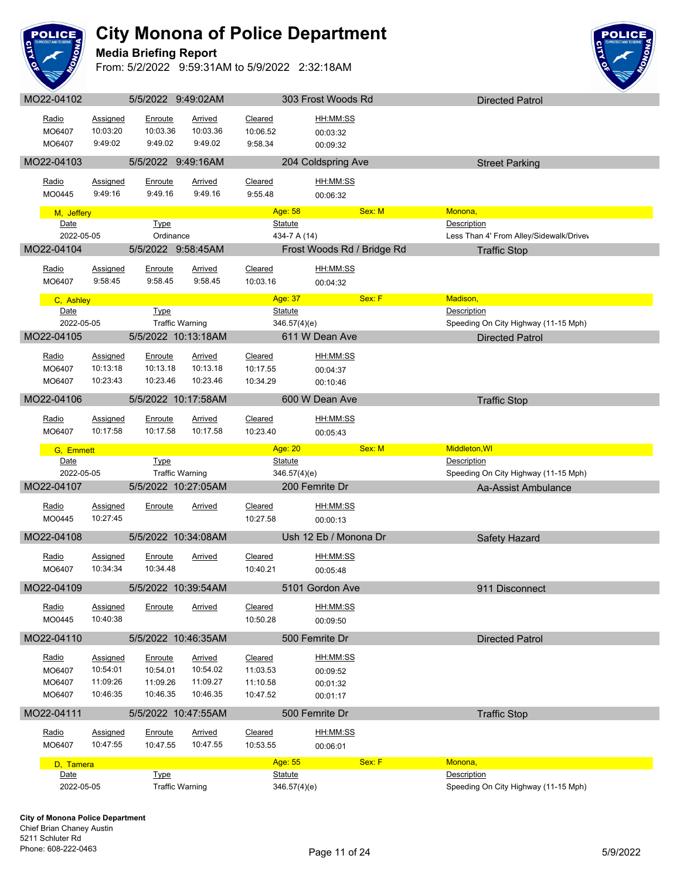# City Monona of Police Department

**Media Briefing Report**

From: 5/2/2022 9:59:31AM to 5/9/2022 2:32:18AM

## MO22-04102 | 5/5/2022 9:49:02AM | 303 Frost Woods Rd | Directed Patrol

| Radio | Assigned | Enroute | Arrived | Cleared | HH:MM:SS |
|---|---|---|---|---|---|
| MO6407 | 10:03:20 | 10:03.36 | 10:03.36 | 10:06.52 | 00:03:32 |
| MO6407 | 9:49:02 | 9:49.02 | 9:49.02 | 9:58.34 | 00:09:32 |

## MO22-04103 | 5/5/2022 9:49:16AM | 204 Coldspring Ave | Street Parking

| Radio | Assigned | Enroute | Arrived | Cleared | HH:MM:SS |
|---|---|---|---|---|---|
| MO0445 | 9:49:16 | 9.49.16 | 9:49.16 | 9:55.48 | 00:06:32 |

**M, Jeffery** — Age: 58 — Sex: M — Monona,

| Date | Type | Statute | Description |
|---|---|---|---|
| 2022-05-05 | Ordinance | 434-7 A (14) | Less Than 4' From Alley/Sidewalk/Drivev |

## MO22-04104 | 5/5/2022 9:58:45AM | Frost Woods Rd / Bridge Rd | Traffic Stop

| Radio | Assigned | Enroute | Arrived | Cleared | HH:MM:SS |
|---|---|---|---|---|---|
| MO6407 | 9:58:45 | 9:58.45 | 9:58.45 | 10:03.16 | 00:04:32 |

**C, Ashley** — Age: 37 — Sex: F — Madison,

| Date | Type | Statute | Description |
|---|---|---|---|
| 2022-05-05 | Traffic Warning | 346.57(4)(e) | Speeding On City Highway (11-15 Mph) |

## MO22-04105 | 5/5/2022 10:13:18AM | 611 W Dean Ave | Directed Patrol

| Radio | Assigned | Enroute | Arrived | Cleared | HH:MM:SS |
|---|---|---|---|---|---|
| MO6407 | 10:13:18 | 10:13.18 | 10:13.18 | 10:17.55 | 00:04:37 |
| MO6407 | 10:23:43 | 10:23.46 | 10:23.46 | 10:34.29 | 00:10:46 |

## MO22-04106 | 5/5/2022 10:17:58AM | 600 W Dean Ave | Traffic Stop

| Radio | Assigned | Enroute | Arrived | Cleared | HH:MM:SS |
|---|---|---|---|---|---|
| MO6407 | 10:17:58 | 10:17.58 | 10:17.58 | 10:23.40 | 00:05:43 |

**G, Emmett** — Age: 20 — Sex: M — Middleton,WI

| Date | Type | Statute | Description |
|---|---|---|---|
| 2022-05-05 | Traffic Warning | 346.57(4)(e) | Speeding On City Highway (11-15 Mph) |

## MO22-04107 | 5/5/2022 10:27:05AM | 200 Femrite Dr | Aa-Assist Ambulance

| Radio | Assigned | Enroute | Arrived | Cleared | HH:MM:SS |
|---|---|---|---|---|---|
| MO0445 | 10:27:45 | | | 10:27.58 | 00:00:13 |

## MO22-04108 | 5/5/2022 10:34:08AM | Ush 12 Eb / Monona Dr | Safety Hazard

| Radio | Assigned | Enroute | Arrived | Cleared | HH:MM:SS |
|---|---|---|---|---|---|
| MO6407 | 10:34:34 | 10:34.48 | | 10:40.21 | 00:05:48 |

## MO22-04109 | 5/5/2022 10:39:54AM | 5101 Gordon Ave | 911 Disconnect

| Radio | Assigned | Enroute | Arrived | Cleared | HH:MM:SS |
|---|---|---|---|---|---|
| MO0445 | 10:40:38 | | | 10:50.28 | 00:09:50 |

## MO22-04110 | 5/5/2022 10:46:35AM | 500 Femrite Dr | Directed Patrol

| Radio | Assigned | Enroute | Arrived | Cleared | HH:MM:SS |
|---|---|---|---|---|---|
| MO6407 | 10:54:01 | 10:54.01 | 10:54.02 | 11:03.53 | 00:09:52 |
| MO6407 | 11:09:26 | 11:09.26 | 11:09.27 | 11:10.58 | 00:01:32 |
| MO6407 | 10:46:35 | 10:46.35 | 10:46.35 | 10:47.52 | 00:01:17 |

## MO22-04111 | 5/5/2022 10:47:55AM | 500 Femrite Dr | Traffic Stop

| Radio | Assigned | Enroute | Arrived | Cleared | HH:MM:SS |
|---|---|---|---|---|---|
| MO6407 | 10:47:55 | 10:47.55 | 10:47.55 | 10:53.55 | 00:06:01 |

**D, Tamera** — Age: 55 — Sex: F — Monona,

| Date | Type | Statute | Description |
|---|---|---|---|
| 2022-05-05 | Traffic Warning | 346.57(4)(e) | Speeding On City Highway (11-15 Mph) |

**City of Monona Police Department**
Chief Brian Chaney Austin
5211 Schluter Rd
Phone: 608-222-0463

5/9/2022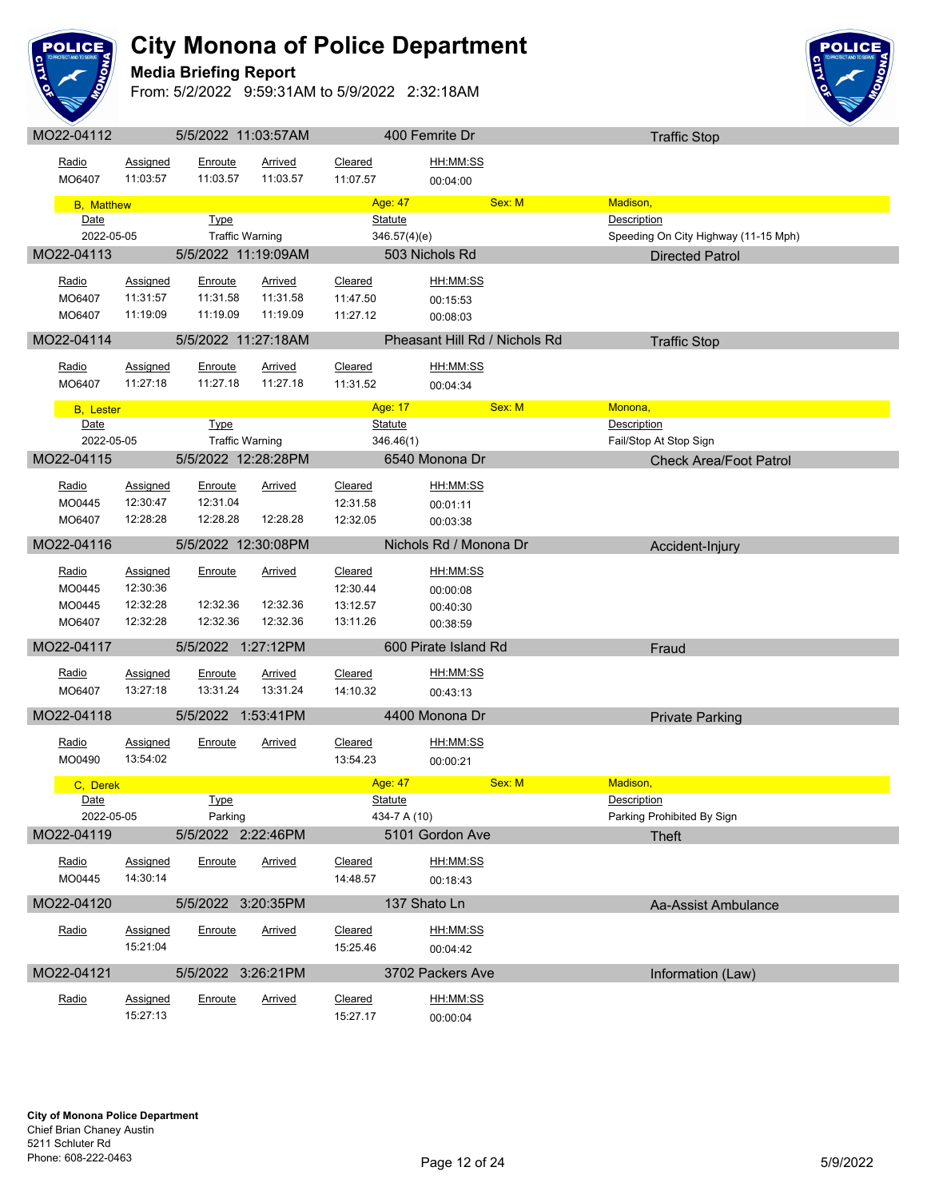# City Monona of Police Department

## Media Briefing Report

From: 5/2/2022 9:59:31AM to 5/9/2022 2:32:18AM

### MO22-04112 | 5/5/2022 11:03:57AM | 400 Femrite Dr | Traffic Stop

| Radio | Assigned | Enroute | Arrived | Cleared | HH:MM:SS |
|---|---|---|---|---|---|
| MO6407 | 11:03:57 | 11:03.57 | 11:03.57 | 11:07.57 | 00:04:00 |

**B, Matthew** — Age: 47 — Sex: M — Madison,

| Date | Type | Statute | Description |
|---|---|---|---|
| 2022-05-05 | Traffic Warning | 346.57(4)(e) | Speeding On City Highway (11-15 Mph) |

### MO22-04113 | 5/5/2022 11:19:09AM | 503 Nichols Rd | Directed Patrol

| Radio | Assigned | Enroute | Arrived | Cleared | HH:MM:SS |
|---|---|---|---|---|---|
| MO6407 | 11:31:57 | 11:31.58 | 11:31.58 | 11:47.50 | 00:15:53 |
| MO6407 | 11:19:09 | 11:19.09 | 11:19.09 | 11:27.12 | 00:08:03 |

### MO22-04114 | 5/5/2022 11:27:18AM | Pheasant Hill Rd / Nichols Rd | Traffic Stop

| Radio | Assigned | Enroute | Arrived | Cleared | HH:MM:SS |
|---|---|---|---|---|---|
| MO6407 | 11:27:18 | 11:27.18 | 11:27.18 | 11:31.52 | 00:04:34 |

**B, Lester** — Age: 17 — Sex: M — Monona,

| Date | Type | Statute | Description |
|---|---|---|---|
| 2022-05-05 | Traffic Warning | 346.46(1) | Fail/Stop At Stop Sign |

### MO22-04115 | 5/5/2022 12:28:28PM | 6540 Monona Dr | Check Area/Foot Patrol

| Radio | Assigned | Enroute | Arrived | Cleared | HH:MM:SS |
|---|---|---|---|---|---|
| MO0445 | 12:30:47 | 12:31.04 | | 12:31.58 | 00:01:11 |
| MO6407 | 12:28:28 | 12:28.28 | 12:28.28 | 12:32.05 | 00:03:38 |

### MO22-04116 | 5/5/2022 12:30:08PM | Nichols Rd / Monona Dr | Accident-Injury

| Radio | Assigned | Enroute | Arrived | Cleared | HH:MM:SS |
|---|---|---|---|---|---|
| MO0445 | 12:30:36 | | | 12:30.44 | 00:00:08 |
| MO0445 | 12:32:28 | 12:32.36 | 12:32.36 | 13:12.57 | 00:40:30 |
| MO6407 | 12:32:28 | 12:32.36 | 12:32.36 | 13:11.26 | 00:38:59 |

### MO22-04117 | 5/5/2022 1:27:12PM | 600 Pirate Island Rd | Fraud

| Radio | Assigned | Enroute | Arrived | Cleared | HH:MM:SS |
|---|---|---|---|---|---|
| MO6407 | 13:27:18 | 13:31.24 | 13:31.24 | 14:10.32 | 00:43:13 |

### MO22-04118 | 5/5/2022 1:53:41PM | 4400 Monona Dr | Private Parking

| Radio | Assigned | Enroute | Arrived | Cleared | HH:MM:SS |
|---|---|---|---|---|---|
| MO0490 | 13:54:02 | | | 13:54.23 | 00:00:21 |

**C, Derek** — Age: 47 — Sex: M — Madison,

| Date | Type | Statute | Description |
|---|---|---|---|
| 2022-05-05 | Parking | 434-7 A (10) | Parking Prohibited By Sign |

### MO22-04119 | 5/5/2022 2:22:46PM | 5101 Gordon Ave | Theft

| Radio | Assigned | Enroute | Arrived | Cleared | HH:MM:SS |
|---|---|---|---|---|---|
| MO0445 | 14:30:14 | | | 14:48.57 | 00:18:43 |

### MO22-04120 | 5/5/2022 3:20:35PM | 137 Shato Ln | Aa-Assist Ambulance

| Radio | Assigned | Enroute | Arrived | Cleared | HH:MM:SS |
|---|---|---|---|---|---|
| | 15:21:04 | | | 15:25.46 | 00:04:42 |

### MO22-04121 | 5/5/2022 3:26:21PM | 3702 Packers Ave | Information (Law)

| Radio | Assigned | Enroute | Arrived | Cleared | HH:MM:SS |
|---|---|---|---|---|---|
| | 15:27:13 | | | 15:27.17 | 00:00:04 |

**City of Monona Police Department**
Chief Brian Chaney Austin
5211 Schluter Rd
Phone: 608-222-0463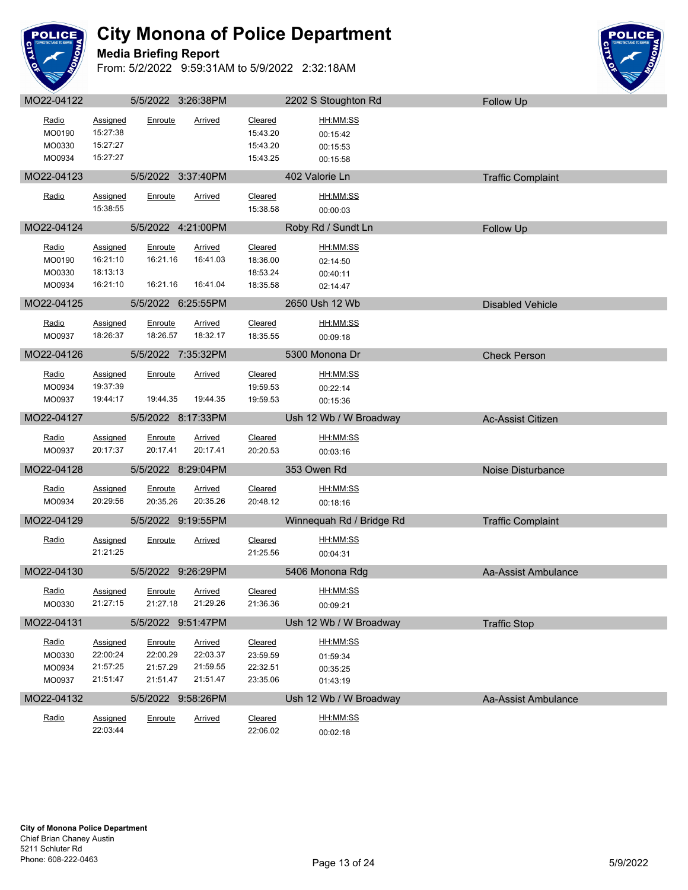# City Monona of Police Department

**Media Briefing Report**

From: 5/2/2022 9:59:31AM to 5/9/2022 2:32:18AM

## MO22-04122 | 5/5/2022 3:26:38PM | 2202 S Stoughton Rd | Follow Up

| Radio | Assigned | Enroute | Arrived | Cleared | HH:MM:SS |
|---|---|---|---|---|---|
| MO0190 | 15:27:38 | | | 15:43.20 | 00:15:42 |
| MO0330 | 15:27:27 | | | 15:43.20 | 00:15:53 |
| MO0934 | 15:27:27 | | | 15:43.25 | 00:15:58 |

## MO22-04123 | 5/5/2022 3:37:40PM | 402 Valorie Ln | Traffic Complaint

| Radio | Assigned | Enroute | Arrived | Cleared | HH:MM:SS |
|---|---|---|---|---|---|
| | 15:38:55 | | | 15:38.58 | 00:00:03 |

## MO22-04124 | 5/5/2022 4:21:00PM | Roby Rd / Sundt Ln | Follow Up

| Radio | Assigned | Enroute | Arrived | Cleared | HH:MM:SS |
|---|---|---|---|---|---|
| MO0190 | 16:21:10 | 16:21.16 | 16:41.03 | 18:36.00 | 02:14:50 |
| MO0330 | 18:13:13 | | | 18:53.24 | 00:40:11 |
| MO0934 | 16:21:10 | 16:21.16 | 16:41.04 | 18:35.58 | 02:14:47 |

## MO22-04125 | 5/5/2022 6:25:55PM | 2650 Ush 12 Wb | Disabled Vehicle

| Radio | Assigned | Enroute | Arrived | Cleared | HH:MM:SS |
|---|---|---|---|---|---|
| MO0937 | 18:26:37 | 18:26.57 | 18:32.17 | 18:35.55 | 00:09:18 |

## MO22-04126 | 5/5/2022 7:35:32PM | 5300 Monona Dr | Check Person

| Radio | Assigned | Enroute | Arrived | Cleared | HH:MM:SS |
|---|---|---|---|---|---|
| MO0934 | 19:37:39 | | | 19:59.53 | 00:22:14 |
| MO0937 | 19:44:17 | 19:44.35 | 19:44.35 | 19:59.53 | 00:15:36 |

## MO22-04127 | 5/5/2022 8:17:33PM | Ush 12 Wb / W Broadway | Ac-Assist Citizen

| Radio | Assigned | Enroute | Arrived | Cleared | HH:MM:SS |
|---|---|---|---|---|---|
| MO0937 | 20:17:37 | 20:17.41 | 20:17.41 | 20:20.53 | 00:03:16 |

## MO22-04128 | 5/5/2022 8:29:04PM | 353 Owen Rd | Noise Disturbance

| Radio | Assigned | Enroute | Arrived | Cleared | HH:MM:SS |
|---|---|---|---|---|---|
| MO0934 | 20:29:56 | 20:35.26 | 20:35.26 | 20:48.12 | 00:18:16 |

## MO22-04129 | 5/5/2022 9:19:55PM | Winnequah Rd / Bridge Rd | Traffic Complaint

| Radio | Assigned | Enroute | Arrived | Cleared | HH:MM:SS |
|---|---|---|---|---|---|
| | 21:21:25 | | | 21:25.56 | 00:04:31 |

## MO22-04130 | 5/5/2022 9:26:29PM | 5406 Monona Rdg | Aa-Assist Ambulance

| Radio | Assigned | Enroute | Arrived | Cleared | HH:MM:SS |
|---|---|---|---|---|---|
| MO0330 | 21:27:15 | 21:27.18 | 21:29.26 | 21:36.36 | 00:09:21 |

## MO22-04131 | 5/5/2022 9:51:47PM | Ush 12 Wb / W Broadway | Traffic Stop

| Radio | Assigned | Enroute | Arrived | Cleared | HH:MM:SS |
|---|---|---|---|---|---|
| MO0330 | 22:00:24 | 22:00.29 | 22:03.37 | 23:59.59 | 01:59:34 |
| MO0934 | 21:57:25 | 21:57.29 | 21:59.55 | 22:32.51 | 00:35:25 |
| MO0937 | 21:51:47 | 21:51.47 | 21:51.47 | 23:35.06 | 01:43:19 |

## MO22-04132 | 5/5/2022 9:58:26PM | Ush 12 Wb / W Broadway | Aa-Assist Ambulance

| Radio | Assigned | Enroute | Arrived | Cleared | HH:MM:SS |
|---|---|---|---|---|---|
| | 22:03:44 | | | 22:06.02 | 00:02:18 |

**City of Monona Police Department**
Chief Brian Chaney Austin
5211 Schluter Rd
Phone: 608-222-0463

5/9/2022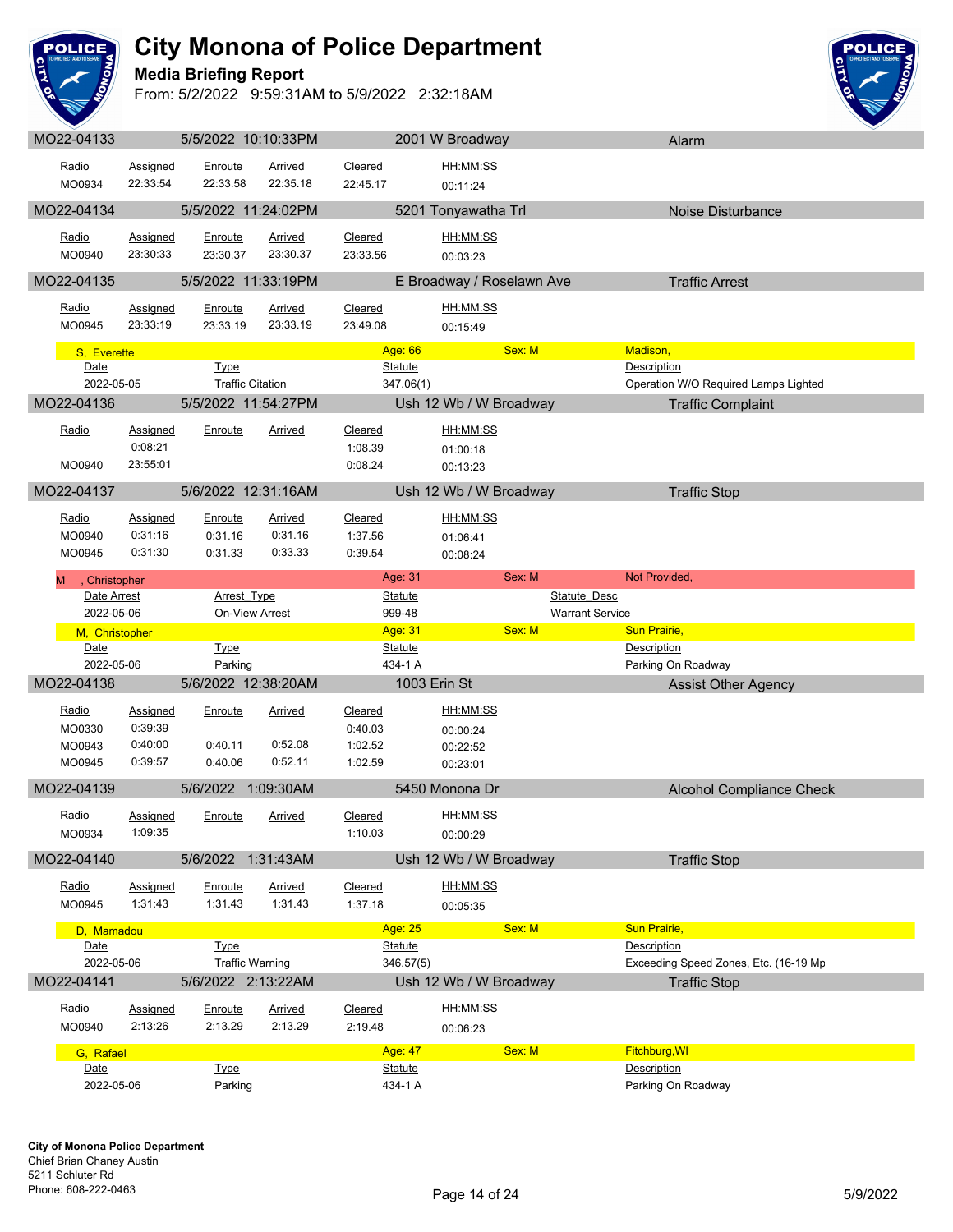# City Monona of Police Department

**Media Briefing Report**

From: 5/2/2022 9:59:31AM to 5/9/2022 2:32:18AM

## MO22-04133 | 5/5/2022 10:10:33PM | 2001 W Broadway | Alarm

| Radio | Assigned | Enroute | Arrived | Cleared | HH:MM:SS |
|---|---|---|---|---|---|
| MO0934 | 22:33:54 | 22:33.58 | 22:35.18 | 22:45.17 | 00:11:24 |

## MO22-04134 | 5/5/2022 11:24:02PM | 5201 Tonyawatha Trl | Noise Disturbance

| Radio | Assigned | Enroute | Arrived | Cleared | HH:MM:SS |
|---|---|---|---|---|---|
| MO0940 | 23:30:33 | 23:30.37 | 23:30.37 | 23:33.56 | 00:03:23 |

## MO22-04135 | 5/5/2022 11:33:19PM | E Broadway / Roselawn Ave | Traffic Arrest

| Radio | Assigned | Enroute | Arrived | Cleared | HH:MM:SS |
|---|---|---|---|---|---|
| MO0945 | 23:33:19 | 23:33.19 | 23:33.19 | 23:49.08 | 00:15:49 |

**S, Everette** — Age: 66 — Sex: M — Madison,

| Date | Type | Statute | Description |
|---|---|---|---|
| 2022-05-05 | Traffic Citation | 347.06(1) | Operation W/O Required Lamps Lighted |

## MO22-04136 | 5/5/2022 11:54:27PM | Ush 12 Wb / W Broadway | Traffic Complaint

| Radio | Assigned | Enroute | Arrived | Cleared | HH:MM:SS |
|---|---|---|---|---|---|
| | 0:08:21 | | | 1:08.39 | 01:00:18 |
| MO0940 | 23:55:01 | | | 0:08.24 | 00:13:23 |

## MO22-04137 | 5/6/2022 12:31:16AM | Ush 12 Wb / W Broadway | Traffic Stop

| Radio | Assigned | Enroute | Arrived | Cleared | HH:MM:SS |
|---|---|---|---|---|---|
| MO0940 | 0:31:16 | 0:31.16 | 0:31.16 | 1:37.56 | 01:06:41 |
| MO0945 | 0:31:30 | 0:31.33 | 0:33.33 | 0:39.54 | 00:08:24 |

**M , Christopher** — Age: 31 — Sex: M — Not Provided,

| Date Arrest | Arrest Type | Statute | Statute Desc |
|---|---|---|---|
| 2022-05-06 | On-View Arrest | 999-48 | Warrant Service |

**M, Christopher** — Age: 31 — Sex: M — Sun Prairie,

| Date | Type | Statute | Description |
|---|---|---|---|
| 2022-05-06 | Parking | 434-1 A | Parking On Roadway |

## MO22-04138 | 5/6/2022 12:38:20AM | 1003 Erin St | Assist Other Agency

| Radio | Assigned | Enroute | Arrived | Cleared | HH:MM:SS |
|---|---|---|---|---|---|
| MO0330 | 0:39:39 | | | 0:40.03 | 00:00:24 |
| MO0943 | 0:40:00 | 0:40.11 | 0:52.08 | 1:02.52 | 00:22:52 |
| MO0945 | 0:39:57 | 0:40.06 | 0:52.11 | 1:02.59 | 00:23:01 |

## MO22-04139 | 5/6/2022 1:09:30AM | 5450 Monona Dr | Alcohol Compliance Check

| Radio | Assigned | Enroute | Arrived | Cleared | HH:MM:SS |
|---|---|---|---|---|---|
| MO0934 | 1:09:35 | | | 1:10.03 | 00:00:29 |

## MO22-04140 | 5/6/2022 1:31:43AM | Ush 12 Wb / W Broadway | Traffic Stop

| Radio | Assigned | Enroute | Arrived | Cleared | HH:MM:SS |
|---|---|---|---|---|---|
| MO0945 | 1:31:43 | 1:31.43 | 1:31.43 | 1:37.18 | 00:05:35 |

**D, Mamadou** — Age: 25 — Sex: M — Sun Prairie,

| Date | Type | Statute | Description |
|---|---|---|---|
| 2022-05-06 | Traffic Warning | 346.57(5) | Exceeding Speed Zones, Etc. (16-19 Mp |

## MO22-04141 | 5/6/2022 2:13:22AM | Ush 12 Wb / W Broadway | Traffic Stop

| Radio | Assigned | Enroute | Arrived | Cleared | HH:MM:SS |
|---|---|---|---|---|---|
| MO0940 | 2:13:26 | 2:13.29 | 2:13.29 | 2:19.48 | 00:06:23 |

**G, Rafael** — Age: 47 — Sex: M — Fitchburg,WI

| Date | Type | Statute | Description |
|---|---|---|---|
| 2022-05-06 | Parking | 434-1 A | Parking On Roadway |

**City of Monona Police Department**
Chief Brian Chaney Austin
5211 Schluter Rd
Phone: 608-222-0463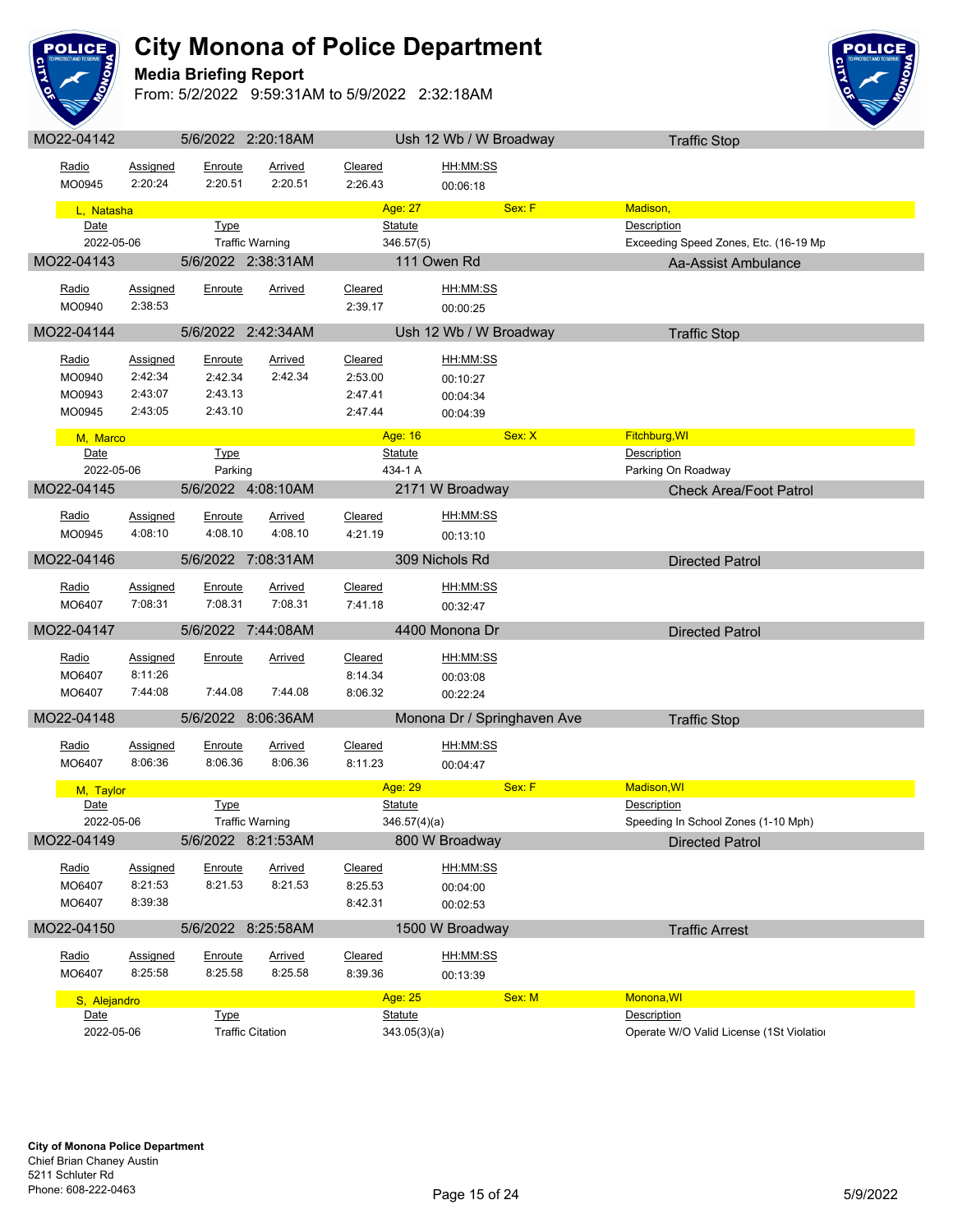# City Monona of Police Department

## Media Briefing Report

From: 5/2/2022 9:59:31AM to 5/9/2022 2:32:18AM

### MO22-04142 — 5/6/2022 2:20:18AM — Ush 12 Wb / W Broadway — Traffic Stop

| Radio | Assigned | Enroute | Arrived | Cleared | HH:MM:SS |
|---|---|---|---|---|---|
| MO0945 | 2:20:24 | 2:20.51 | 2:20.51 | 2:26.43 | 00:06:18 |

**L, Natasha** — Age: 27 — Sex: F — Madison,

| Date | Type | Statute | Description |
|---|---|---|---|
| 2022-05-06 | Traffic Warning | 346.57(5) | Exceeding Speed Zones, Etc. (16-19 Mp |

### MO22-04143 — 5/6/2022 2:38:31AM — 111 Owen Rd — Aa-Assist Ambulance

| Radio | Assigned | Enroute | Arrived | Cleared | HH:MM:SS |
|---|---|---|---|---|---|
| MO0940 | 2:38:53 | | | 2:39.17 | 00:00:25 |

### MO22-04144 — 5/6/2022 2:42:34AM — Ush 12 Wb / W Broadway — Traffic Stop

| Radio | Assigned | Enroute | Arrived | Cleared | HH:MM:SS |
|---|---|---|---|---|---|
| MO0940 | 2:42:34 | 2:42.34 | 2:42.34 | 2:53.00 | 00:10:27 |
| MO0943 | 2:43:07 | 2:43.13 | | 2:47.41 | 00:04:34 |
| MO0945 | 2:43:05 | 2:43.10 | | 2:47.44 | 00:04:39 |

**M, Marco** — Age: 16 — Sex: X — Fitchburg,WI

| Date | Type | Statute | Description |
|---|---|---|---|
| 2022-05-06 | Parking | 434-1 A | Parking On Roadway |

### MO22-04145 — 5/6/2022 4:08:10AM — 2171 W Broadway — Check Area/Foot Patrol

| Radio | Assigned | Enroute | Arrived | Cleared | HH:MM:SS |
|---|---|---|---|---|---|
| MO0945 | 4:08:10 | 4:08.10 | 4:08.10 | 4:21.19 | 00:13:10 |

### MO22-04146 — 5/6/2022 7:08:31AM — 309 Nichols Rd — Directed Patrol

| Radio | Assigned | Enroute | Arrived | Cleared | HH:MM:SS |
|---|---|---|---|---|---|
| MO6407 | 7:08:31 | 7:08.31 | 7:08.31 | 7:41.18 | 00:32:47 |

### MO22-04147 — 5/6/2022 7:44:08AM — 4400 Monona Dr — Directed Patrol

| Radio | Assigned | Enroute | Arrived | Cleared | HH:MM:SS |
|---|---|---|---|---|---|
| MO6407 | 8:11:26 | | | 8:14.34 | 00:03:08 |
| MO6407 | 7:44:08 | 7:44.08 | 7:44.08 | 8:06.32 | 00:22:24 |

### MO22-04148 — 5/6/2022 8:06:36AM — Monona Dr / Springhaven Ave — Traffic Stop

| Radio | Assigned | Enroute | Arrived | Cleared | HH:MM:SS |
|---|---|---|---|---|---|
| MO6407 | 8:06:36 | 8:06.36 | 8:06.36 | 8:11.23 | 00:04:47 |

**M, Taylor** — Age: 29 — Sex: F — Madison,WI

| Date | Type | Statute | Description |
|---|---|---|---|
| 2022-05-06 | Traffic Warning | 346.57(4)(a) | Speeding In School Zones (1-10 Mph) |

### MO22-04149 — 5/6/2022 8:21:53AM — 800 W Broadway — Directed Patrol

| Radio | Assigned | Enroute | Arrived | Cleared | HH:MM:SS |
|---|---|---|---|---|---|
| MO6407 | 8:21:53 | 8:21.53 | 8:21.53 | 8:25.53 | 00:04:00 |
| MO6407 | 8:39:38 | | | 8:42.31 | 00:02:53 |

### MO22-04150 — 5/6/2022 8:25:58AM — 1500 W Broadway — Traffic Arrest

| Radio | Assigned | Enroute | Arrived | Cleared | HH:MM:SS |
|---|---|---|---|---|---|
| MO6407 | 8:25:58 | 8:25.58 | 8:25.58 | 8:39.36 | 00:13:39 |

**S, Alejandro** — Age: 25 — Sex: M — Monona,WI

| Date | Type | Statute | Description |
|---|---|---|---|
| 2022-05-06 | Traffic Citation | 343.05(3)(a) | Operate W/O Valid License (1St Violatioı |

**City of Monona Police Department**
Chief Brian Chaney Austin
5211 Schluter Rd
Phone: 608-222-0463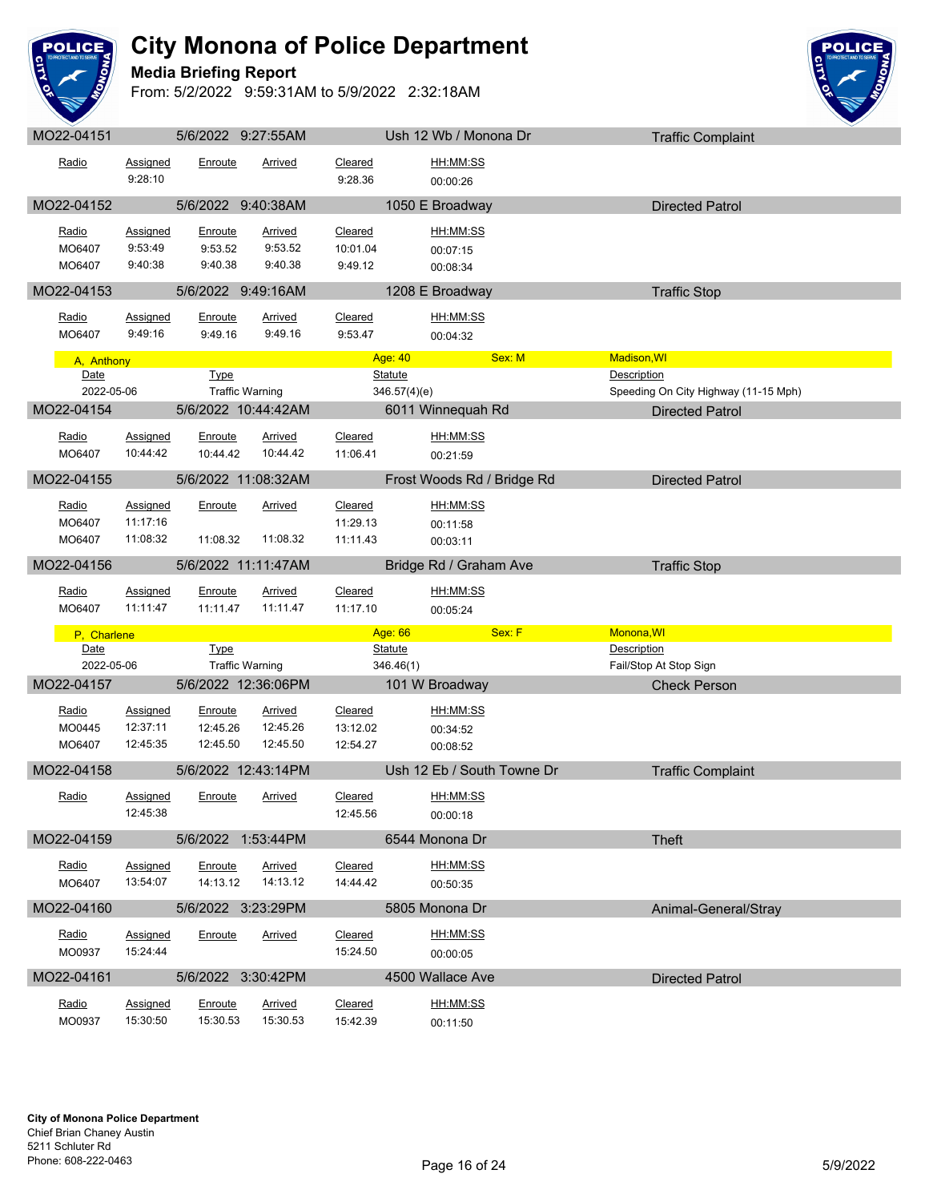# City Monona of Police Department

**Media Briefing Report**

From: 5/2/2022 9:59:31AM to 5/9/2022 2:32:18AM

## MO22-04151 — 5/6/2022 9:27:55AM — Ush 12 Wb / Monona Dr — Traffic Complaint

| Radio | Assigned | Enroute | Arrived | Cleared | HH:MM:SS |
|---|---|---|---|---|---|
| | 9:28:10 | | | 9:28.36 | 00:00:26 |

## MO22-04152 — 5/6/2022 9:40:38AM — 1050 E Broadway — Directed Patrol

| Radio | Assigned | Enroute | Arrived | Cleared | HH:MM:SS |
|---|---|---|---|---|---|
| MO6407 | 9:53:49 | 9:53.52 | 9:53.52 | 10:01.04 | 00:07:15 |
| MO6407 | 9:40:38 | 9:40.38 | 9:40.38 | 9:49.12 | 00:08:34 |

## MO22-04153 — 5/6/2022 9:49:16AM — 1208 E Broadway — Traffic Stop

| Radio | Assigned | Enroute | Arrived | Cleared | HH:MM:SS |
|---|---|---|---|---|---|
| MO6407 | 9:49:16 | 9.49.16 | 9:49.16 | 9:53.47 | 00:04:32 |

**A, Anthony** — Age: 40 — Sex: M — Madison,WI

| Date | Type | Statute | Description |
|---|---|---|---|
| 2022-05-06 | Traffic Warning | 346.57(4)(e) | Speeding On City Highway (11-15 Mph) |

## MO22-04154 — 5/6/2022 10:44:42AM — 6011 Winnequah Rd — Directed Patrol

| Radio | Assigned | Enroute | Arrived | Cleared | HH:MM:SS |
|---|---|---|---|---|---|
| MO6407 | 10:44:42 | 10:44.42 | 10:44.42 | 11:06.41 | 00:21:59 |

## MO22-04155 — 5/6/2022 11:08:32AM — Frost Woods Rd / Bridge Rd — Directed Patrol

| Radio | Assigned | Enroute | Arrived | Cleared | HH:MM:SS |
|---|---|---|---|---|---|
| MO6407 | 11:17:16 | | | 11:29.13 | 00:11:58 |
| MO6407 | 11:08:32 | 11:08.32 | 11:08.32 | 11:11.43 | 00:03:11 |

## MO22-04156 — 5/6/2022 11:11:47AM — Bridge Rd / Graham Ave — Traffic Stop

| Radio | Assigned | Enroute | Arrived | Cleared | HH:MM:SS |
|---|---|---|---|---|---|
| MO6407 | 11:11:47 | 11:11.47 | 11:11.47 | 11:17.10 | 00:05:24 |

**P, Charlene** — Age: 66 — Sex: F — Monona,WI

| Date | Type | Statute | Description |
|---|---|---|---|
| 2022-05-06 | Traffic Warning | 346.46(1) | Fail/Stop At Stop Sign |

## MO22-04157 — 5/6/2022 12:36:06PM — 101 W Broadway — Check Person

| Radio | Assigned | Enroute | Arrived | Cleared | HH:MM:SS |
|---|---|---|---|---|---|
| MO0445 | 12:37:11 | 12:45.26 | 12:45.26 | 13:12.02 | 00:34:52 |
| MO6407 | 12:45:35 | 12:45.50 | 12:45.50 | 12:54.27 | 00:08:52 |

## MO22-04158 — 5/6/2022 12:43:14PM — Ush 12 Eb / South Towne Dr — Traffic Complaint

| Radio | Assigned | Enroute | Arrived | Cleared | HH:MM:SS |
|---|---|---|---|---|---|
| | 12:45:38 | | | 12:45.56 | 00:00:18 |

## MO22-04159 — 5/6/2022 1:53:44PM — 6544 Monona Dr — Theft

| Radio | Assigned | Enroute | Arrived | Cleared | HH:MM:SS |
|---|---|---|---|---|---|
| MO6407 | 13:54:07 | 14:13.12 | 14:13.12 | 14:44.42 | 00:50:35 |

## MO22-04160 — 5/6/2022 3:23:29PM — 5805 Monona Dr — Animal-General/Stray

| Radio | Assigned | Enroute | Arrived | Cleared | HH:MM:SS |
|---|---|---|---|---|---|
| MO0937 | 15:24:44 | | | 15:24.50 | 00:00:05 |

## MO22-04161 — 5/6/2022 3:30:42PM — 4500 Wallace Ave — Directed Patrol

| Radio | Assigned | Enroute | Arrived | Cleared | HH:MM:SS |
|---|---|---|---|---|---|
| MO0937 | 15:30:50 | 15:30.53 | 15:30.53 | 15:42.39 | 00:11:50 |

**City of Monona Police Department**
Chief Brian Chaney Austin
5211 Schluter Rd
Phone: 608-222-0463

5/9/2022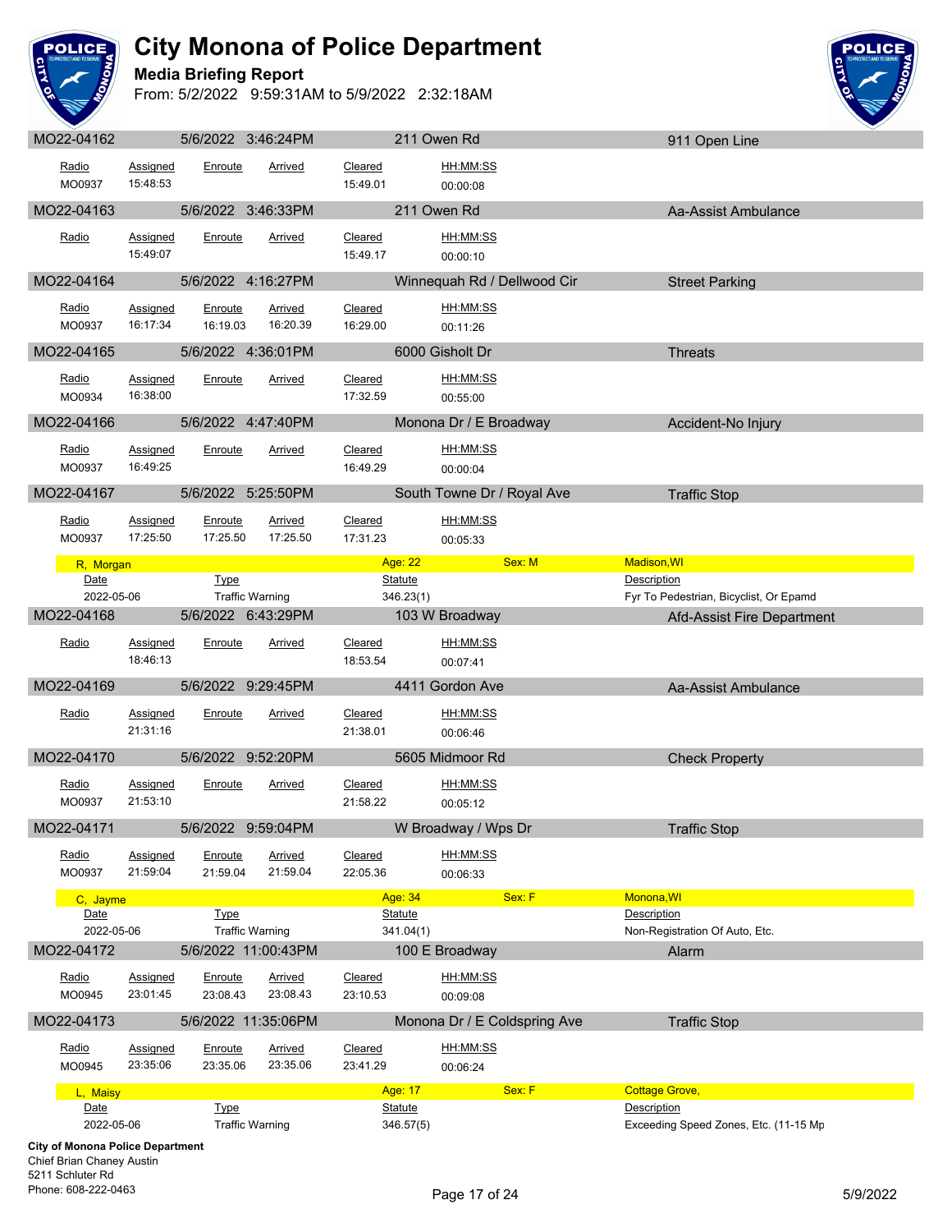# City Monona of Police Department

## Media Briefing Report

From: 5/2/2022 9:59:31AM to 5/9/2022 2:32:18AM

### MO22-04162 | 5/6/2022 3:46:24PM | 211 Owen Rd | 911 Open Line

| Radio | Assigned | Enroute | Arrived | Cleared | HH:MM:SS |
|---|---|---|---|---|---|
| MO0937 | 15:48:53 | | | 15:49.01 | 00:00:08 |

### MO22-04163 | 5/6/2022 3:46:33PM | 211 Owen Rd | Aa-Assist Ambulance

| Radio | Assigned | Enroute | Arrived | Cleared | HH:MM:SS |
|---|---|---|---|---|---|
| | 15:49:07 | | | 15:49.17 | 00:00:10 |

### MO22-04164 | 5/6/2022 4:16:27PM | Winnequah Rd / Dellwood Cir | Street Parking

| Radio | Assigned | Enroute | Arrived | Cleared | HH:MM:SS |
|---|---|---|---|---|---|
| MO0937 | 16:17:34 | 16:19.03 | 16:20.39 | 16:29.00 | 00:11:26 |

### MO22-04165 | 5/6/2022 4:36:01PM | 6000 Gisholt Dr | Threats

| Radio | Assigned | Enroute | Arrived | Cleared | HH:MM:SS |
|---|---|---|---|---|---|
| MO0934 | 16:38:00 | | | 17:32.59 | 00:55:00 |

### MO22-04166 | 5/6/2022 4:47:40PM | Monona Dr / E Broadway | Accident-No Injury

| Radio | Assigned | Enroute | Arrived | Cleared | HH:MM:SS |
|---|---|---|---|---|---|
| MO0937 | 16:49:25 | | | 16:49.29 | 00:00:04 |

### MO22-04167 | 5/6/2022 5:25:50PM | South Towne Dr / Royal Ave | Traffic Stop

| Radio | Assigned | Enroute | Arrived | Cleared | HH:MM:SS |
|---|---|---|---|---|---|
| MO0937 | 17:25:50 | 17:25.50 | 17:25.50 | 17:31.23 | 00:05:33 |

**R, Morgan** — Age: 22 — Sex: M — Madison,WI

| Date | Type | Statute | Description |
|---|---|---|---|
| 2022-05-06 | Traffic Warning | 346.23(1) | Fyr To Pedestrian, Bicyclist, Or Epamd |

### MO22-04168 | 5/6/2022 6:43:29PM | 103 W Broadway | Afd-Assist Fire Department

| Radio | Assigned | Enroute | Arrived | Cleared | HH:MM:SS |
|---|---|---|---|---|---|
| | 18:46:13 | | | 18:53.54 | 00:07:41 |

### MO22-04169 | 5/6/2022 9:29:45PM | 4411 Gordon Ave | Aa-Assist Ambulance

| Radio | Assigned | Enroute | Arrived | Cleared | HH:MM:SS |
|---|---|---|---|---|---|
| | 21:31:16 | | | 21:38.01 | 00:06:46 |

### MO22-04170 | 5/6/2022 9:52:20PM | 5605 Midmoor Rd | Check Property

| Radio | Assigned | Enroute | Arrived | Cleared | HH:MM:SS |
|---|---|---|---|---|---|
| MO0937 | 21:53:10 | | | 21:58.22 | 00:05:12 |

### MO22-04171 | 5/6/2022 9:59:04PM | W Broadway / Wps Dr | Traffic Stop

| Radio | Assigned | Enroute | Arrived | Cleared | HH:MM:SS |
|---|---|---|---|---|---|
| MO0937 | 21:59:04 | 21:59.04 | 21:59.04 | 22:05.36 | 00:06:33 |

**C, Jayme** — Age: 34 — Sex: F — Monona,WI

| Date | Type | Statute | Description |
|---|---|---|---|
| 2022-05-06 | Traffic Warning | 341.04(1) | Non-Registration Of Auto, Etc. |

### MO22-04172 | 5/6/2022 11:00:43PM | 100 E Broadway | Alarm

| Radio | Assigned | Enroute | Arrived | Cleared | HH:MM:SS |
|---|---|---|---|---|---|
| MO0945 | 23:01:45 | 23:08.43 | 23:08.43 | 23:10.53 | 00:09:08 |

### MO22-04173 | 5/6/2022 11:35:06PM | Monona Dr / E Coldspring Ave | Traffic Stop

| Radio | Assigned | Enroute | Arrived | Cleared | HH:MM:SS |
|---|---|---|---|---|---|
| MO0945 | 23:35:06 | 23:35.06 | 23:35.06 | 23:41.29 | 00:06:24 |

**L, Maisy** — Age: 17 — Sex: F — Cottage Grove,

| Date | Type | Statute | Description |
|---|---|---|---|
| 2022-05-06 | Traffic Warning | 346.57(5) | Exceeding Speed Zones, Etc. (11-15 Mp |

**City of Monona Police Department**
Chief Brian Chaney Austin
5211 Schluter Rd
Phone: 608-222-0463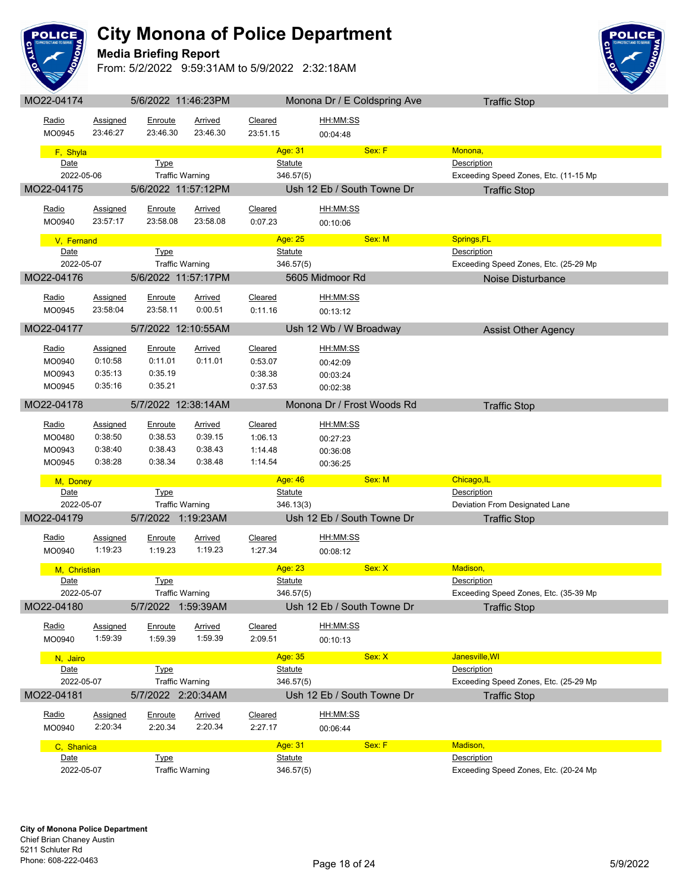# City Monona of Police Department

## Media Briefing Report

From: 5/2/2022 9:59:31AM to 5/9/2022 2:32:18AM

### MO22-04174 | 5/6/2022 11:46:23PM | Monona Dr / E Coldspring Ave | Traffic Stop

| Radio | Assigned | Enroute | Arrived | Cleared | HH:MM:SS |
|---|---|---|---|---|---|
| MO0945 | 23:46:27 | 23:46.30 | 23:46.30 | 23:51.15 | 00:04:48 |

**F, Shyla** — Age: 31 — Sex: F — Monona,

| Date | Type | Statute | Description |
|---|---|---|---|
| 2022-05-06 | Traffic Warning | 346.57(5) | Exceeding Speed Zones, Etc. (11-15 Mp |

### MO22-04175 | 5/6/2022 11:57:12PM | Ush 12 Eb / South Towne Dr | Traffic Stop

| Radio | Assigned | Enroute | Arrived | Cleared | HH:MM:SS |
|---|---|---|---|---|---|
| MO0940 | 23:57:17 | 23:58.08 | 23:58.08 | 0:07.23 | 00:10:06 |

**V, Fernand** — Age: 25 — Sex: M — Springs,FL

| Date | Type | Statute | Description |
|---|---|---|---|
| 2022-05-07 | Traffic Warning | 346.57(5) | Exceeding Speed Zones, Etc. (25-29 Mp |

### MO22-04176 | 5/6/2022 11:57:17PM | 5605 Midmoor Rd | Noise Disturbance

| Radio | Assigned | Enroute | Arrived | Cleared | HH:MM:SS |
|---|---|---|---|---|---|
| MO0945 | 23:58:04 | 23:58.11 | 0:00.51 | 0:11.16 | 00:13:12 |

### MO22-04177 | 5/7/2022 12:10:55AM | Ush 12 Wb / W Broadway | Assist Other Agency

| Radio | Assigned | Enroute | Arrived | Cleared | HH:MM:SS |
|---|---|---|---|---|---|
| MO0940 | 0:10:58 | 0:11.01 | 0:11.01 | 0:53.07 | 00:42:09 |
| MO0943 | 0:35:13 | 0:35.19 | | 0:38.38 | 00:03:24 |
| MO0945 | 0:35:16 | 0:35.21 | | 0:37.53 | 00:02:38 |

### MO22-04178 | 5/7/2022 12:38:14AM | Monona Dr / Frost Woods Rd | Traffic Stop

| Radio | Assigned | Enroute | Arrived | Cleared | HH:MM:SS |
|---|---|---|---|---|---|
| MO0480 | 0:38:50 | 0:38.53 | 0:39.15 | 1:06.13 | 00:27:23 |
| MO0943 | 0:38:40 | 0:38.43 | 0:38.43 | 1:14.48 | 00:36:08 |
| MO0945 | 0:38:28 | 0:38.34 | 0:38.48 | 1:14.54 | 00:36:25 |

**M, Doney** — Age: 46 — Sex: M — Chicago,IL

| Date | Type | Statute | Description |
|---|---|---|---|
| 2022-05-07 | Traffic Warning | 346.13(3) | Deviation From Designated Lane |

### MO22-04179 | 5/7/2022 1:19:23AM | Ush 12 Eb / South Towne Dr | Traffic Stop

| Radio | Assigned | Enroute | Arrived | Cleared | HH:MM:SS |
|---|---|---|---|---|---|
| MO0940 | 1:19:23 | 1:19.23 | 1:19.23 | 1:27.34 | 00:08:12 |

**M, Christian** — Age: 23 — Sex: X — Madison,

| Date | Type | Statute | Description |
|---|---|---|---|
| 2022-05-07 | Traffic Warning | 346.57(5) | Exceeding Speed Zones, Etc. (35-39 Mp |

### MO22-04180 | 5/7/2022 1:59:39AM | Ush 12 Eb / South Towne Dr | Traffic Stop

| Radio | Assigned | Enroute | Arrived | Cleared | HH:MM:SS |
|---|---|---|---|---|---|
| MO0940 | 1:59:39 | 1:59.39 | 1:59.39 | 2:09.51 | 00:10:13 |

**N, Jairo** — Age: 35 — Sex: X — Janesville,WI

| Date | Type | Statute | Description |
|---|---|---|---|
| 2022-05-07 | Traffic Warning | 346.57(5) | Exceeding Speed Zones, Etc. (25-29 Mp |

### MO22-04181 | 5/7/2022 2:20:34AM | Ush 12 Eb / South Towne Dr | Traffic Stop

| Radio | Assigned | Enroute | Arrived | Cleared | HH:MM:SS |
|---|---|---|---|---|---|
| MO0940 | 2:20:34 | 2:20.34 | 2:20.34 | 2:27.17 | 00:06:44 |

**C, Shanica** — Age: 31 — Sex: F — Madison,

| Date | Type | Statute | Description |
|---|---|---|---|
| 2022-05-07 | Traffic Warning | 346.57(5) | Exceeding Speed Zones, Etc. (20-24 Mp |

**City of Monona Police Department**
Chief Brian Chaney Austin
5211 Schluter Rd
Phone: 608-222-0463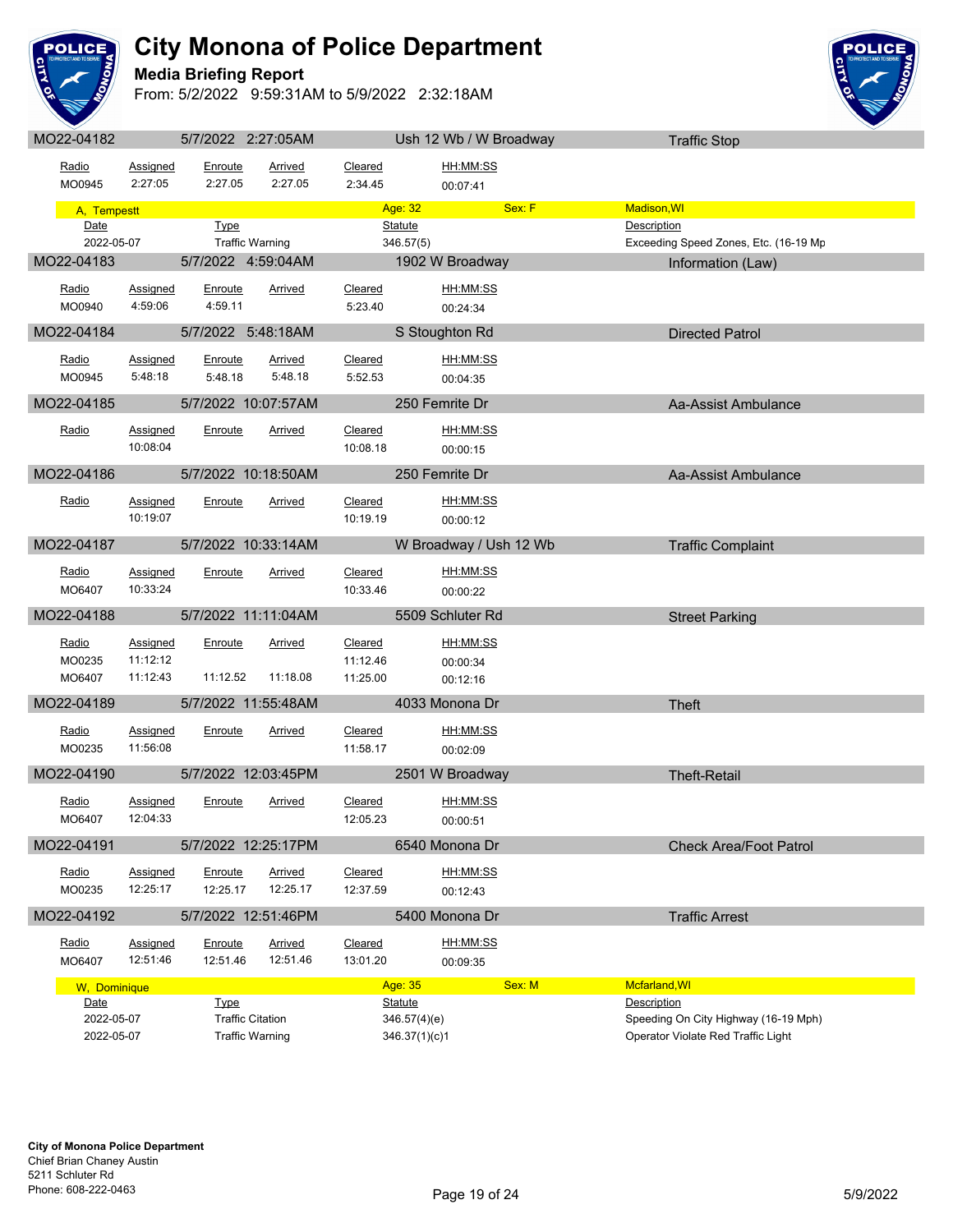# City Monona of Police Department

## Media Briefing Report

From: 5/2/2022 9:59:31AM to 5/9/2022 2:32:18AM

### MO22-04182 | 5/7/2022 2:27:05AM | Ush 12 Wb / W Broadway | Traffic Stop

| Radio | Assigned | Enroute | Arrived | Cleared | HH:MM:SS |
|---|---|---|---|---|---|
| MO0945 | 2:27:05 | 2:27.05 | 2:27.05 | 2:34.45 | 00:07:41 |

**A, Tempestt** — Age: 32 — Sex: F — Madison,WI

| Date | Type | Statute | Description |
|---|---|---|---|
| 2022-05-07 | Traffic Warning | 346.57(5) | Exceeding Speed Zones, Etc. (16-19 Mp |

### MO22-04183 | 5/7/2022 4:59:04AM | 1902 W Broadway | Information (Law)

| Radio | Assigned | Enroute | Arrived | Cleared | HH:MM:SS |
|---|---|---|---|---|---|
| MO0940 | 4:59:06 | 4:59.11 | | 5:23.40 | 00:24:34 |

### MO22-04184 | 5/7/2022 5:48:18AM | S Stoughton Rd | Directed Patrol

| Radio | Assigned | Enroute | Arrived | Cleared | HH:MM:SS |
|---|---|---|---|---|---|
| MO0945 | 5:48:18 | 5:48.18 | 5:48.18 | 5:52.53 | 00:04:35 |

### MO22-04185 | 5/7/2022 10:07:57AM | 250 Femrite Dr | Aa-Assist Ambulance

| Radio | Assigned | Enroute | Arrived | Cleared | HH:MM:SS |
|---|---|---|---|---|---|
| | 10:08:04 | | | 10:08.18 | 00:00:15 |

### MO22-04186 | 5/7/2022 10:18:50AM | 250 Femrite Dr | Aa-Assist Ambulance

| Radio | Assigned | Enroute | Arrived | Cleared | HH:MM:SS |
|---|---|---|---|---|---|
| | 10:19:07 | | | 10:19.19 | 00:00:12 |

### MO22-04187 | 5/7/2022 10:33:14AM | W Broadway / Ush 12 Wb | Traffic Complaint

| Radio | Assigned | Enroute | Arrived | Cleared | HH:MM:SS |
|---|---|---|---|---|---|
| MO6407 | 10:33:24 | | | 10:33.46 | 00:00:22 |

### MO22-04188 | 5/7/2022 11:11:04AM | 5509 Schluter Rd | Street Parking

| Radio | Assigned | Enroute | Arrived | Cleared | HH:MM:SS |
|---|---|---|---|---|---|
| MO0235 | 11:12:12 | | | 11:12.46 | 00:00:34 |
| MO6407 | 11:12:43 | 11:12.52 | 11:18.08 | 11:25.00 | 00:12:16 |

### MO22-04189 | 5/7/2022 11:55:48AM | 4033 Monona Dr | Theft

| Radio | Assigned | Enroute | Arrived | Cleared | HH:MM:SS |
|---|---|---|---|---|---|
| MO0235 | 11:56:08 | | | 11:58.17 | 00:02:09 |

### MO22-04190 | 5/7/2022 12:03:45PM | 2501 W Broadway | Theft-Retail

| Radio | Assigned | Enroute | Arrived | Cleared | HH:MM:SS |
|---|---|---|---|---|---|
| MO6407 | 12:04:33 | | | 12:05.23 | 00:00:51 |

### MO22-04191 | 5/7/2022 12:25:17PM | 6540 Monona Dr | Check Area/Foot Patrol

| Radio | Assigned | Enroute | Arrived | Cleared | HH:MM:SS |
|---|---|---|---|---|---|
| MO0235 | 12:25:17 | 12:25.17 | 12:25.17 | 12:37.59 | 00:12:43 |

### MO22-04192 | 5/7/2022 12:51:46PM | 5400 Monona Dr | Traffic Arrest

| Radio | Assigned | Enroute | Arrived | Cleared | HH:MM:SS |
|---|---|---|---|---|---|
| MO6407 | 12:51:46 | 12:51.46 | 12:51.46 | 13:01.20 | 00:09:35 |

**W, Dominique** — Age: 35 — Sex: M — Mcfarland,WI

| Date | Type | Statute | Description |
|---|---|---|---|
| 2022-05-07 | Traffic Citation | 346.57(4)(e) | Speeding On City Highway (16-19 Mph) |
| 2022-05-07 | Traffic Warning | 346.37(1)(c)1 | Operator Violate Red Traffic Light |

**City of Monona Police Department**
Chief Brian Chaney Austin
5211 Schluter Rd
Phone: 608-222-0463

5/9/2022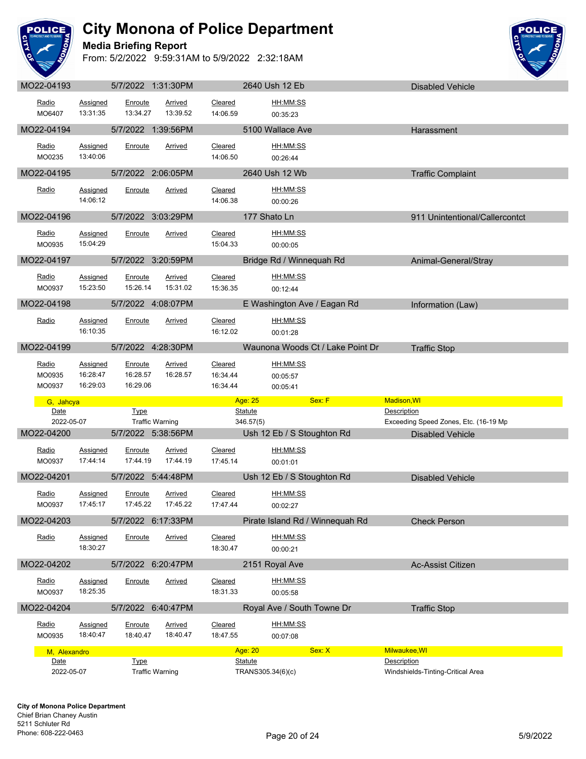# City Monona of Police Department

**Media Briefing Report**

From: 5/2/2022 9:59:31AM to 5/9/2022 2:32:18AM

## MO22-04193 — 5/7/2022 1:31:30PM — 2640 Ush 12 Eb — Disabled Vehicle

| Radio | Assigned | Enroute | Arrived | Cleared | HH:MM:SS |
|---|---|---|---|---|---|
| MO6407 | 13:31:35 | 13:34.27 | 13:39.52 | 14:06.59 | 00:35:23 |

## MO22-04194 — 5/7/2022 1:39:56PM — 5100 Wallace Ave — Harassment

| Radio | Assigned | Enroute | Arrived | Cleared | HH:MM:SS |
|---|---|---|---|---|---|
| MO0235 | 13:40:06 | | | 14:06.50 | 00:26:44 |

## MO22-04195 — 5/7/2022 2:06:05PM — 2640 Ush 12 Wb — Traffic Complaint

| Radio | Assigned | Enroute | Arrived | Cleared | HH:MM:SS |
|---|---|---|---|---|---|
| | 14:06:12 | | | 14:06.38 | 00:00:26 |

## MO22-04196 — 5/7/2022 3:03:29PM — 177 Shato Ln — 911 Unintentional/Callercontct

| Radio | Assigned | Enroute | Arrived | Cleared | HH:MM:SS |
|---|---|---|---|---|---|
| MO0935 | 15:04:29 | | | 15:04.33 | 00:00:05 |

## MO22-04197 — 5/7/2022 3:20:59PM — Bridge Rd / Winnequah Rd — Animal-General/Stray

| Radio | Assigned | Enroute | Arrived | Cleared | HH:MM:SS |
|---|---|---|---|---|---|
| MO0937 | 15:23:50 | 15:26.14 | 15:31.02 | 15:36.35 | 00:12:44 |

## MO22-04198 — 5/7/2022 4:08:07PM — E Washington Ave / Eagan Rd — Information (Law)

| Radio | Assigned | Enroute | Arrived | Cleared | HH:MM:SS |
|---|---|---|---|---|---|
| | 16:10:35 | | | 16:12.02 | 00:01:28 |

## MO22-04199 — 5/7/2022 4:28:30PM — Waunona Woods Ct / Lake Point Dr — Traffic Stop

| Radio | Assigned | Enroute | Arrived | Cleared | HH:MM:SS |
|---|---|---|---|---|---|
| MO0935 | 16:28:47 | 16:28.57 | 16:28.57 | 16:34.44 | 00:05:57 |
| MO0937 | 16:29:03 | 16:29.06 | | 16:34.44 | 00:05:41 |

**G, Jahcya** — Age: 25 — Sex: F — Madison,WI

| Date | Type | Statute | Description |
|---|---|---|---|
| 2022-05-07 | Traffic Warning | 346.57(5) | Exceeding Speed Zones, Etc. (16-19 Mp |

## MO22-04200 — 5/7/2022 5:38:56PM — Ush 12 Eb / S Stoughton Rd — Disabled Vehicle

| Radio | Assigned | Enroute | Arrived | Cleared | HH:MM:SS |
|---|---|---|---|---|---|
| MO0937 | 17:44:14 | 17:44.19 | 17:44.19 | 17:45.14 | 00:01:01 |

## MO22-04201 — 5/7/2022 5:44:48PM — Ush 12 Eb / S Stoughton Rd — Disabled Vehicle

| Radio | Assigned | Enroute | Arrived | Cleared | HH:MM:SS |
|---|---|---|---|---|---|
| MO0937 | 17:45:17 | 17:45.22 | 17:45.22 | 17:47.44 | 00:02:27 |

## MO22-04203 — 5/7/2022 6:17:33PM — Pirate Island Rd / Winnequah Rd — Check Person

| Radio | Assigned | Enroute | Arrived | Cleared | HH:MM:SS |
|---|---|---|---|---|---|
| | 18:30:27 | | | 18:30.47 | 00:00:21 |

## MO22-04202 — 5/7/2022 6:20:47PM — 2151 Royal Ave — Ac-Assist Citizen

| Radio | Assigned | Enroute | Arrived | Cleared | HH:MM:SS |
|---|---|---|---|---|---|
| MO0937 | 18:25:35 | | | 18:31.33 | 00:05:58 |

## MO22-04204 — 5/7/2022 6:40:47PM — Royal Ave / South Towne Dr — Traffic Stop

| Radio | Assigned | Enroute | Arrived | Cleared | HH:MM:SS |
|---|---|---|---|---|---|
| MO0935 | 18:40:47 | 18:40.47 | 18:40.47 | 18:47.55 | 00:07:08 |

**M, Alexandro** — Age: 20 — Sex: X — Milwaukee,WI

| Date | Type | Statute | Description |
|---|---|---|---|
| 2022-05-07 | Traffic Warning | TRANS305.34(6)(c) | Windshields-Tinting-Critical Area |

**City of Monona Police Department**
Chief Brian Chaney Austin
5211 Schluter Rd
Phone: 608-222-0463

5/9/2022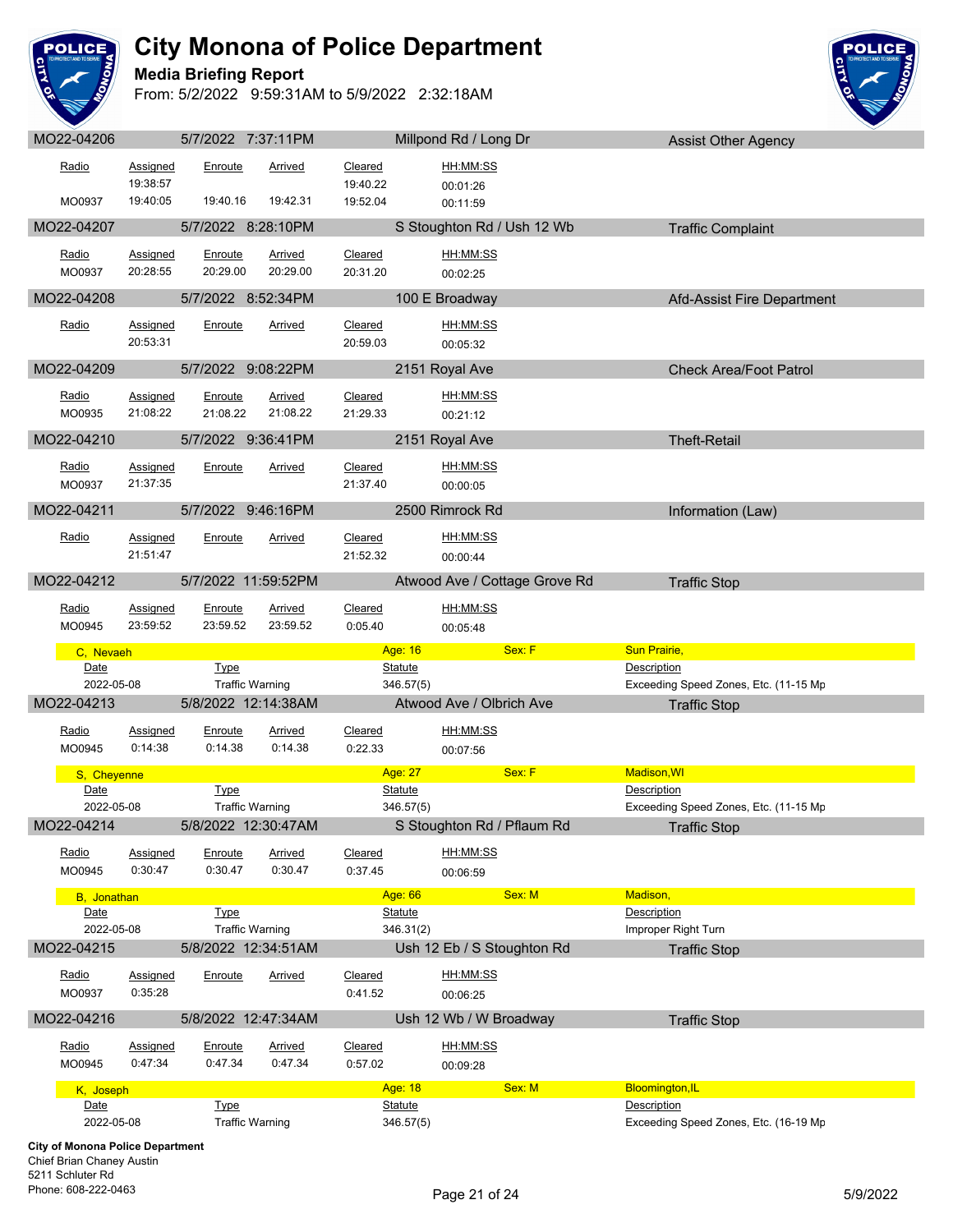# City Monona of Police Department

## Media Briefing Report

From: 5/2/2022 9:59:31AM to 5/9/2022 2:32:18AM

### MO22-04206 | 5/7/2022 7:37:11PM | Millpond Rd / Long Dr | Assist Other Agency

| Radio | Assigned | Enroute | Arrived | Cleared | HH:MM:SS |
|---|---|---|---|---|---|
| | 19:38:57 | | | 19:40.22 | 00:01:26 |
| MO0937 | 19:40:05 | 19:40.16 | 19:42.31 | 19:52.04 | 00:11:59 |

### MO22-04207 | 5/7/2022 8:28:10PM | S Stoughton Rd / Ush 12 Wb | Traffic Complaint

| Radio | Assigned | Enroute | Arrived | Cleared | HH:MM:SS |
|---|---|---|---|---|---|
| MO0937 | 20:28:55 | 20:29.00 | 20:29.00 | 20:31.20 | 00:02:25 |

### MO22-04208 | 5/7/2022 8:52:34PM | 100 E Broadway | Afd-Assist Fire Department

| Radio | Assigned | Enroute | Arrived | Cleared | HH:MM:SS |
|---|---|---|---|---|---|
| | 20:53:31 | | | 20:59.03 | 00:05:32 |

### MO22-04209 | 5/7/2022 9:08:22PM | 2151 Royal Ave | Check Area/Foot Patrol

| Radio | Assigned | Enroute | Arrived | Cleared | HH:MM:SS |
|---|---|---|---|---|---|
| MO0935 | 21:08:22 | 21:08.22 | 21:08.22 | 21:29.33 | 00:21:12 |

### MO22-04210 | 5/7/2022 9:36:41PM | 2151 Royal Ave | Theft-Retail

| Radio | Assigned | Enroute | Arrived | Cleared | HH:MM:SS |
|---|---|---|---|---|---|
| MO0937 | 21:37:35 | | | 21:37.40 | 00:00:05 |

### MO22-04211 | 5/7/2022 9:46:16PM | 2500 Rimrock Rd | Information (Law)

| Radio | Assigned | Enroute | Arrived | Cleared | HH:MM:SS |
|---|---|---|---|---|---|
| | 21:51:47 | | | 21:52.32 | 00:00:44 |

### MO22-04212 | 5/7/2022 11:59:52PM | Atwood Ave / Cottage Grove Rd | Traffic Stop

| Radio | Assigned | Enroute | Arrived | Cleared | HH:MM:SS |
|---|---|---|---|---|---|
| MO0945 | 23:59:52 | 23:59.52 | 23:59.52 | 0:05.40 | 00:05:48 |

**C, Nevaeh** — Age: 16 — Sex: F — Sun Prairie,

| Date | Type | Statute | Description |
|---|---|---|---|
| 2022-05-08 | Traffic Warning | 346.57(5) | Exceeding Speed Zones, Etc. (11-15 Mp |

### MO22-04213 | 5/8/2022 12:14:38AM | Atwood Ave / Olbrich Ave | Traffic Stop

| Radio | Assigned | Enroute | Arrived | Cleared | HH:MM:SS |
|---|---|---|---|---|---|
| MO0945 | 0:14:38 | 0:14.38 | 0:14.38 | 0:22.33 | 00:07:56 |

**S, Cheyenne** — Age: 27 — Sex: F — Madison,WI

| Date | Type | Statute | Description |
|---|---|---|---|
| 2022-05-08 | Traffic Warning | 346.57(5) | Exceeding Speed Zones, Etc. (11-15 Mp |

### MO22-04214 | 5/8/2022 12:30:47AM | S Stoughton Rd / Pflaum Rd | Traffic Stop

| Radio | Assigned | Enroute | Arrived | Cleared | HH:MM:SS |
|---|---|---|---|---|---|
| MO0945 | 0:30:47 | 0:30.47 | 0:30.47 | 0:37.45 | 00:06:59 |

**B, Jonathan** — Age: 66 — Sex: M — Madison,

| Date | Type | Statute | Description |
|---|---|---|---|
| 2022-05-08 | Traffic Warning | 346.31(2) | Improper Right Turn |

### MO22-04215 | 5/8/2022 12:34:51AM | Ush 12 Eb / S Stoughton Rd | Traffic Stop

| Radio | Assigned | Enroute | Arrived | Cleared | HH:MM:SS |
|---|---|---|---|---|---|
| MO0937 | 0:35:28 | | | 0:41.52 | 00:06:25 |

### MO22-04216 | 5/8/2022 12:47:34AM | Ush 12 Wb / W Broadway | Traffic Stop

| Radio | Assigned | Enroute | Arrived | Cleared | HH:MM:SS |
|---|---|---|---|---|---|
| MO0945 | 0:47:34 | 0:47.34 | 0:47.34 | 0:57.02 | 00:09:28 |

**K, Joseph** — Age: 18 — Sex: M — Bloomington,IL

| Date | Type | Statute | Description |
|---|---|---|---|
| 2022-05-08 | Traffic Warning | 346.57(5) | Exceeding Speed Zones, Etc. (16-19 Mp |

**City of Monona Police Department**
Chief Brian Chaney Austin
5211 Schluter Rd
Phone: 608-222-0463

5/9/2022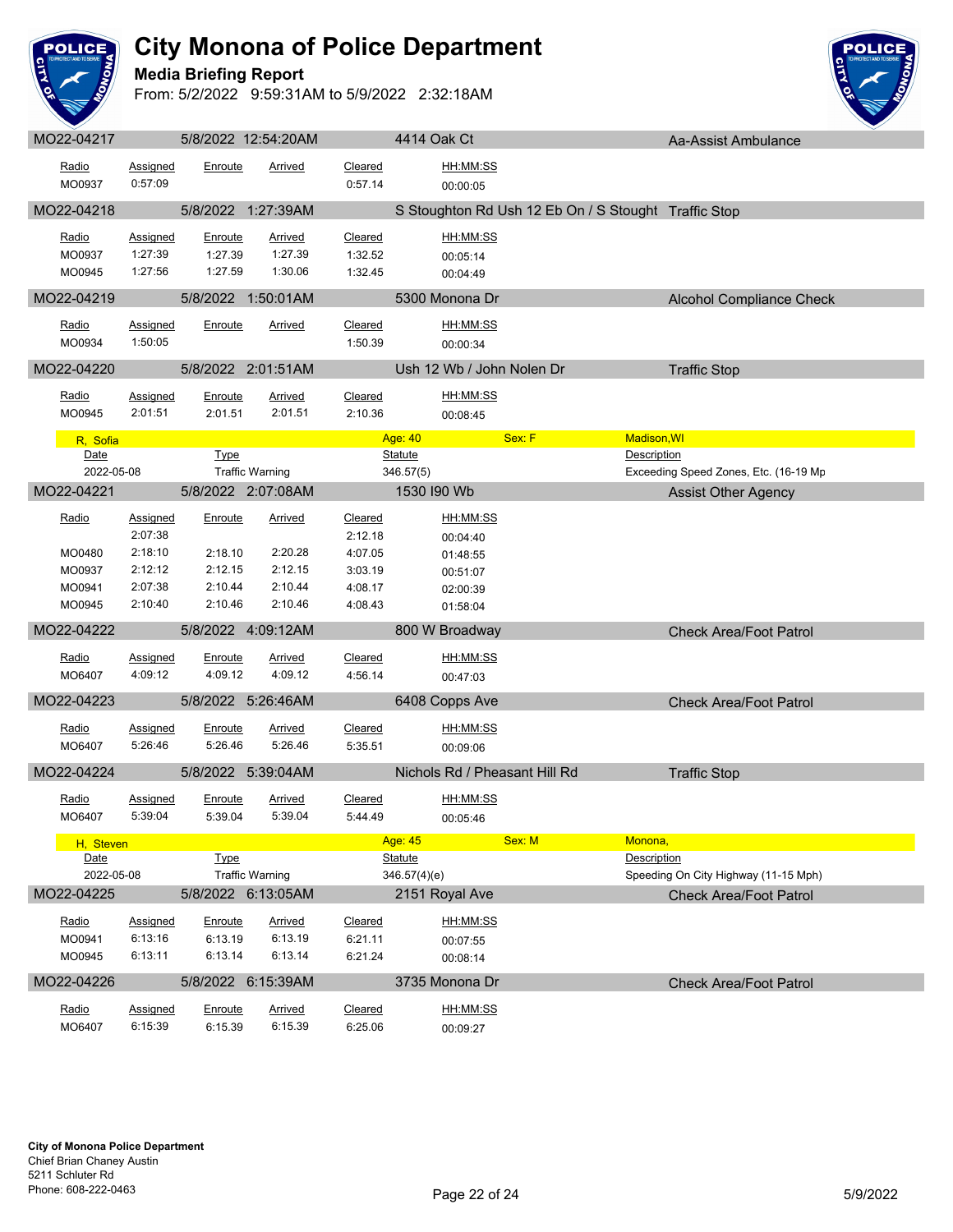# City Monona of Police Department

**Media Briefing Report**

From: 5/2/2022 9:59:31AM to 5/9/2022 2:32:18AM

## MO22-04217 | 5/8/2022 12:54:20AM | 4414 Oak Ct | Aa-Assist Ambulance

| Radio | Assigned | Enroute | Arrived | Cleared | HH:MM:SS |
|---|---|---|---|---|---|
| MO0937 | 0:57:09 | | | 0:57.14 | 00:00:05 |

## MO22-04218 | 5/8/2022 1:27:39AM | S Stoughton Rd Ush 12 Eb On / S Stought | Traffic Stop

| Radio | Assigned | Enroute | Arrived | Cleared | HH:MM:SS |
|---|---|---|---|---|---|
| MO0937 | 1:27:39 | 1:27.39 | 1:27.39 | 1:32.52 | 00:05:14 |
| MO0945 | 1:27:56 | 1:27.59 | 1:30.06 | 1:32.45 | 00:04:49 |

## MO22-04219 | 5/8/2022 1:50:01AM | 5300 Monona Dr | Alcohol Compliance Check

| Radio | Assigned | Enroute | Arrived | Cleared | HH:MM:SS |
|---|---|---|---|---|---|
| MO0934 | 1:50:05 | | | 1:50.39 | 00:00:34 |

## MO22-04220 | 5/8/2022 2:01:51AM | Ush 12 Wb / John Nolen Dr | Traffic Stop

| Radio | Assigned | Enroute | Arrived | Cleared | HH:MM:SS |
|---|---|---|---|---|---|
| MO0945 | 2:01:51 | 2:01.51 | 2:01.51 | 2:10.36 | 00:08:45 |

**R, Sofia** — Age: 40 — Sex: F — Madison,WI

| Date | Type | Statute | Description |
|---|---|---|---|
| 2022-05-08 | Traffic Warning | 346.57(5) | Exceeding Speed Zones, Etc. (16-19 Mp |

## MO22-04221 | 5/8/2022 2:07:08AM | 1530 I90 Wb | Assist Other Agency

| Radio | Assigned | Enroute | Arrived | Cleared | HH:MM:SS |
|---|---|---|---|---|---|
| | 2:07:38 | | | 2:12.18 | 00:04:40 |
| MO0480 | 2:18:10 | 2:18.10 | 2:20.28 | 4:07.05 | 01:48:55 |
| MO0937 | 2:12:12 | 2:12.15 | 2:12.15 | 3:03.19 | 00:51:07 |
| MO0941 | 2:07:38 | 2:10.44 | 2:10.44 | 4:08.17 | 02:00:39 |
| MO0945 | 2:10:40 | 2:10.46 | 2:10.46 | 4:08.43 | 01:58:04 |

## MO22-04222 | 5/8/2022 4:09:12AM | 800 W Broadway | Check Area/Foot Patrol

| Radio | Assigned | Enroute | Arrived | Cleared | HH:MM:SS |
|---|---|---|---|---|---|
| MO6407 | 4:09:12 | 4:09.12 | 4:09.12 | 4:56.14 | 00:47:03 |

## MO22-04223 | 5/8/2022 5:26:46AM | 6408 Copps Ave | Check Area/Foot Patrol

| Radio | Assigned | Enroute | Arrived | Cleared | HH:MM:SS |
|---|---|---|---|---|---|
| MO6407 | 5:26:46 | 5:26.46 | 5:26.46 | 5:35.51 | 00:09:06 |

## MO22-04224 | 5/8/2022 5:39:04AM | Nichols Rd / Pheasant Hill Rd | Traffic Stop

| Radio | Assigned | Enroute | Arrived | Cleared | HH:MM:SS |
|---|---|---|---|---|---|
| MO6407 | 5:39:04 | 5:39.04 | 5:39.04 | 5:44.49 | 00:05:46 |

**H, Steven** — Age: 45 — Sex: M — Monona,

| Date | Type | Statute | Description |
|---|---|---|---|
| 2022-05-08 | Traffic Warning | 346.57(4)(e) | Speeding On City Highway (11-15 Mph) |

## MO22-04225 | 5/8/2022 6:13:05AM | 2151 Royal Ave | Check Area/Foot Patrol

| Radio | Assigned | Enroute | Arrived | Cleared | HH:MM:SS |
|---|---|---|---|---|---|
| MO0941 | 6:13:16 | 6:13.19 | 6:13.19 | 6:21.11 | 00:07:55 |
| MO0945 | 6:13:11 | 6:13.14 | 6:13.14 | 6:21.24 | 00:08:14 |

## MO22-04226 | 5/8/2022 6:15:39AM | 3735 Monona Dr | Check Area/Foot Patrol

| Radio | Assigned | Enroute | Arrived | Cleared | HH:MM:SS |
|---|---|---|---|---|---|
| MO6407 | 6:15:39 | 6:15.39 | 6:15.39 | 6:25.06 | 00:09:27 |

**City of Monona Police Department**
Chief Brian Chaney Austin
5211 Schluter Rd
Phone: 608-222-0463

5/9/2022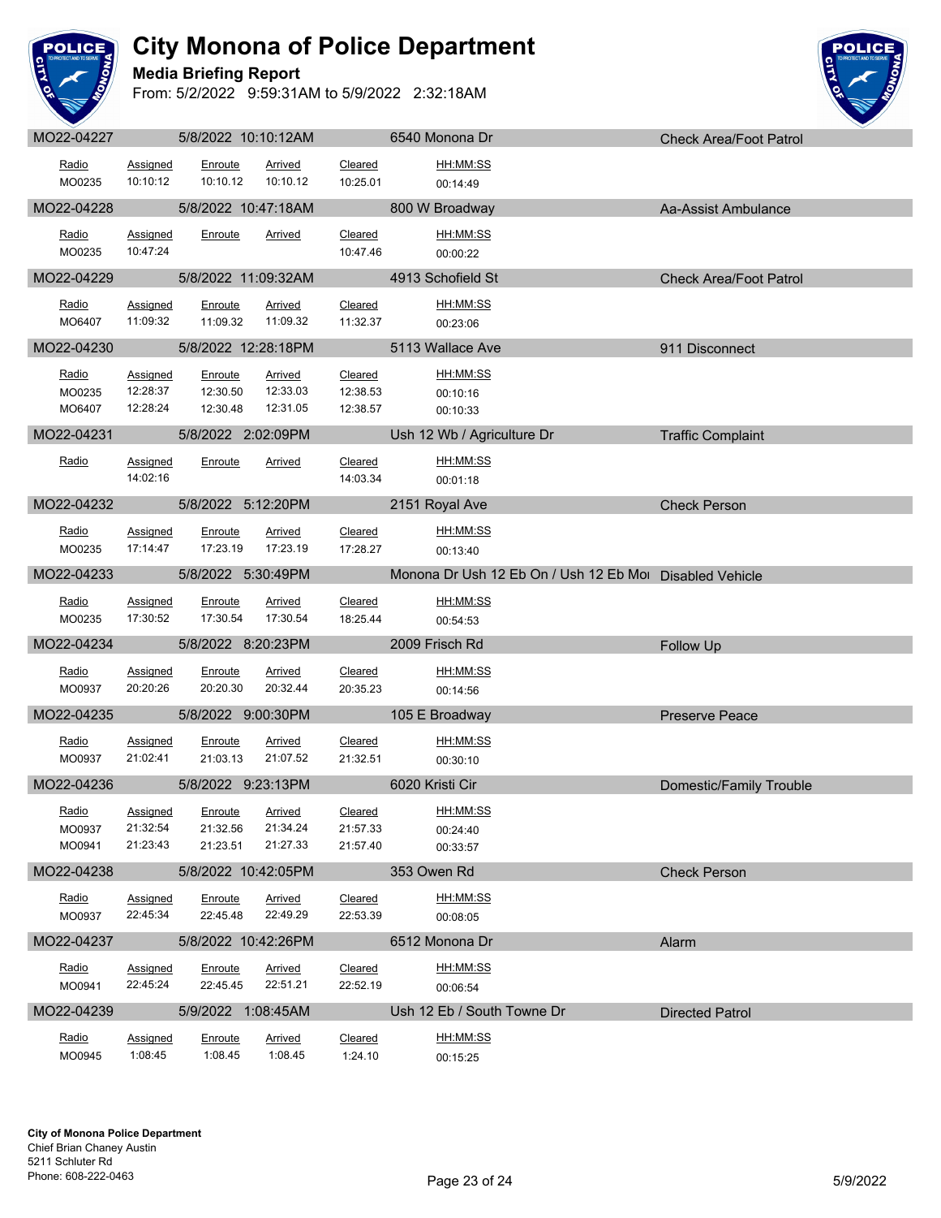# City Monona of Police Department

**Media Briefing Report**

From: 5/2/2022 9:59:31AM to 5/9/2022 2:32:18AM

| MO22-04227 | 5/8/2022 10:10:12AM | 6540 Monona Dr | Check Area/Foot Patrol | | |
|---|---|---|---|---|---|
| **Radio** | **Assigned** | **Enroute** | **Arrived** | **Cleared** | **HH:MM:SS** |
| MO0235 | 10:10:12 | 10:10.12 | 10:10.12 | 10:25.01 | 00:14:49 |

| MO22-04228 | 5/8/2022 10:47:18AM | 800 W Broadway | Aa-Assist Ambulance | | |
|---|---|---|---|---|---|
| **Radio** | **Assigned** | **Enroute** | **Arrived** | **Cleared** | **HH:MM:SS** |
| MO0235 | 10:47:24 | | | 10:47.46 | 00:00:22 |

| MO22-04229 | 5/8/2022 11:09:32AM | 4913 Schofield St | Check Area/Foot Patrol | | |
|---|---|---|---|---|---|
| **Radio** | **Assigned** | **Enroute** | **Arrived** | **Cleared** | **HH:MM:SS** |
| MO6407 | 11:09:32 | 11:09.32 | 11:09.32 | 11:32.37 | 00:23:06 |

| MO22-04230 | 5/8/2022 12:28:18PM | 5113 Wallace Ave | 911 Disconnect | | |
|---|---|---|---|---|---|
| **Radio** | **Assigned** | **Enroute** | **Arrived** | **Cleared** | **HH:MM:SS** |
| MO0235 | 12:28:37 | 12:30.50 | 12:33.03 | 12:38.53 | 00:10:16 |
| MO6407 | 12:28:24 | 12:30.48 | 12:31.05 | 12:38.57 | 00:10:33 |

| MO22-04231 | 5/8/2022 2:02:09PM | Ush 12 Wb / Agriculture Dr | Traffic Complaint | | |
|---|---|---|---|---|---|
| **Radio** | **Assigned** | **Enroute** | **Arrived** | **Cleared** | **HH:MM:SS** |
| | 14:02:16 | | | 14:03.34 | 00:01:18 |

| MO22-04232 | 5/8/2022 5:12:20PM | 2151 Royal Ave | Check Person | | |
|---|---|---|---|---|---|
| **Radio** | **Assigned** | **Enroute** | **Arrived** | **Cleared** | **HH:MM:SS** |
| MO0235 | 17:14:47 | 17:23.19 | 17:23.19 | 17:28.27 | 00:13:40 |

| MO22-04233 | 5/8/2022 5:30:49PM | Monona Dr Ush 12 Eb On / Ush 12 Eb Moı | Disabled Vehicle | | |
|---|---|---|---|---|---|
| **Radio** | **Assigned** | **Enroute** | **Arrived** | **Cleared** | **HH:MM:SS** |
| MO0235 | 17:30:52 | 17:30.54 | 17:30.54 | 18:25.44 | 00:54:53 |

| MO22-04234 | 5/8/2022 8:20:23PM | 2009 Frisch Rd | Follow Up | | |
|---|---|---|---|---|---|
| **Radio** | **Assigned** | **Enroute** | **Arrived** | **Cleared** | **HH:MM:SS** |
| MO0937 | 20:20:26 | 20:20.30 | 20:32.44 | 20:35.23 | 00:14:56 |

| MO22-04235 | 5/8/2022 9:00:30PM | 105 E Broadway | Preserve Peace | | |
|---|---|---|---|---|---|
| **Radio** | **Assigned** | **Enroute** | **Arrived** | **Cleared** | **HH:MM:SS** |
| MO0937 | 21:02:41 | 21:03.13 | 21:07.52 | 21:32.51 | 00:30:10 |

| MO22-04236 | 5/8/2022 9:23:13PM | 6020 Kristi Cir | Domestic/Family Trouble | | |
|---|---|---|---|---|---|
| **Radio** | **Assigned** | **Enroute** | **Arrived** | **Cleared** | **HH:MM:SS** |
| MO0937 | 21:32:54 | 21:32.56 | 21:34.24 | 21:57.33 | 00:24:40 |
| MO0941 | 21:23:43 | 21:23.51 | 21:27.33 | 21:57.40 | 00:33:57 |

| MO22-04238 | 5/8/2022 10:42:05PM | 353 Owen Rd | Check Person | | |
|---|---|---|---|---|---|
| **Radio** | **Assigned** | **Enroute** | **Arrived** | **Cleared** | **HH:MM:SS** |
| MO0937 | 22:45:34 | 22:45.48 | 22:49.29 | 22:53.39 | 00:08:05 |

| MO22-04237 | 5/8/2022 10:42:26PM | 6512 Monona Dr | Alarm | | |
|---|---|---|---|---|---|
| **Radio** | **Assigned** | **Enroute** | **Arrived** | **Cleared** | **HH:MM:SS** |
| MO0941 | 22:45:24 | 22:45.45 | 22:51.21 | 22:52.19 | 00:06:54 |

| MO22-04239 | 5/9/2022 1:08:45AM | Ush 12 Eb / South Towne Dr | Directed Patrol | | |
|---|---|---|---|---|---|
| **Radio** | **Assigned** | **Enroute** | **Arrived** | **Cleared** | **HH:MM:SS** |
| MO0945 | 1:08:45 | 1:08.45 | 1:08.45 | 1:24.10 | 00:15:25 |

**City of Monona Police Department**
Chief Brian Chaney Austin
5211 Schluter Rd
Phone: 608-222-0463

5/9/2022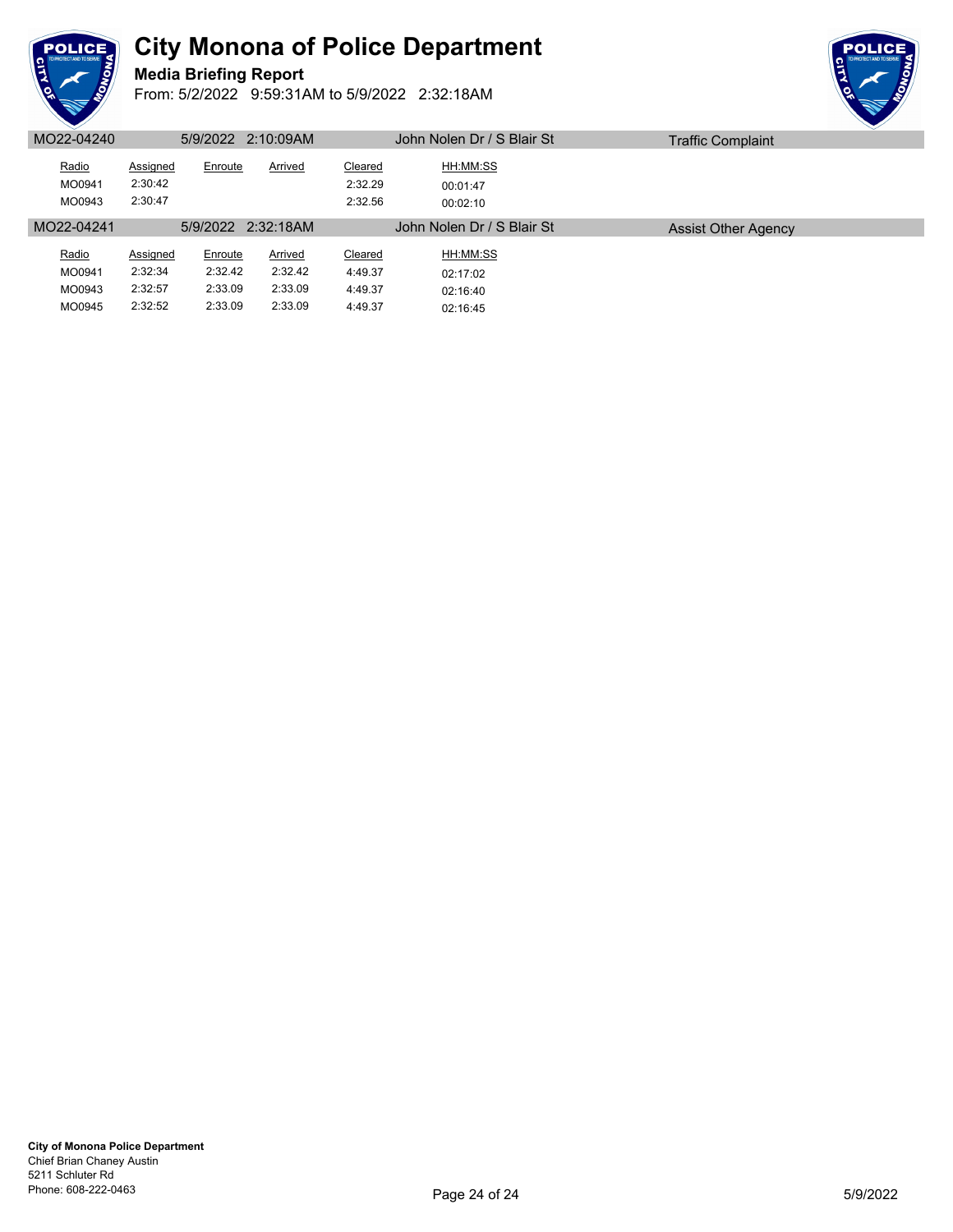# City Monona of Police Department

**Media Briefing Report**

From: 5/2/2022 9:59:31AM to 5/9/2022 2:32:18AM

| MO22-04240 | 5/9/2022 2:10:09AM | John Nolen Dr / S Blair St | Traffic Complaint | | |
|---|---|---|---|---|---|
| Radio | Assigned | Enroute | Arrived | Cleared | HH:MM:SS |
| MO0941 | 2:30:42 | | | 2:32.29 | 00:01:47 |
| MO0943 | 2:30:47 | | | 2:32.56 | 00:02:10 |

| MO22-04241 | 5/9/2022 2:32:18AM | John Nolen Dr / S Blair St | Assist Other Agency | | |
|---|---|---|---|---|---|
| Radio | Assigned | Enroute | Arrived | Cleared | HH:MM:SS |
| MO0941 | 2:32:34 | 2:32.42 | 2:32.42 | 4:49.37 | 02:17:02 |
| MO0943 | 2:32:57 | 2:33.09 | 2:33.09 | 4:49.37 | 02:16:40 |
| MO0945 | 2:32:52 | 2:33.09 | 2:33.09 | 4:49.37 | 02:16:45 |

**City of Monona Police Department**
Chief Brian Chaney Austin
5211 Schluter Rd
Phone: 608-222-0463

5/9/2022